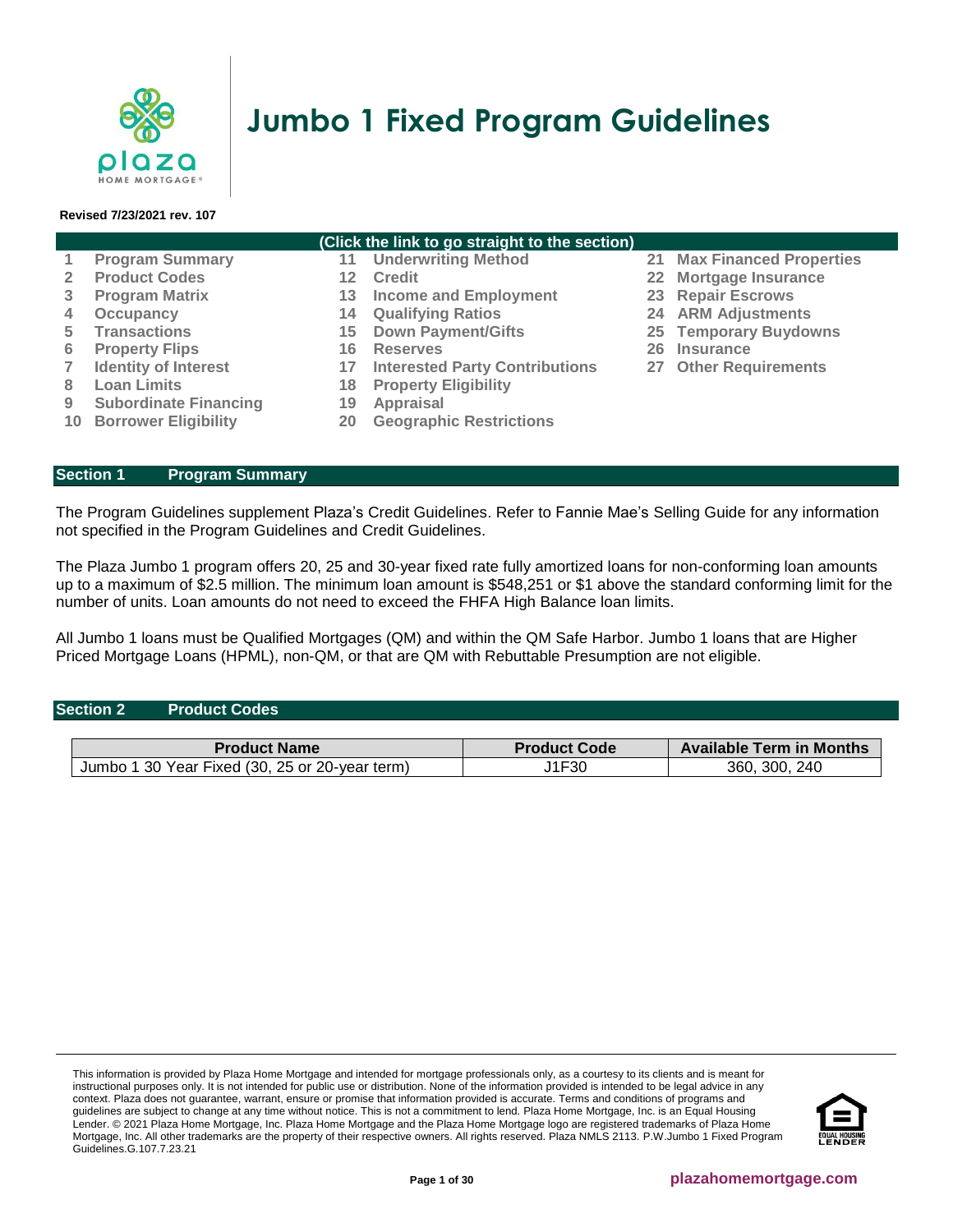# Jumbo 1 Fixed Program Guidelines

**Revised 7/23/2021 rev. 107**

**(Click the link to go straight to the section)**

| | | |
|---|---|---|
| 1 Program Summary | 11 Underwriting Method | 21 Max Financed Properties |
| 2 Product Codes | 12 Credit | 22 Mortgage Insurance |
| 3 Program Matrix | 13 Income and Employment | 23 Repair Escrows |
| 4 Occupancy | 14 Qualifying Ratios | 24 ARM Adjustments |
| 5 Transactions | 15 Down Payment/Gifts | 25 Temporary Buydowns |
| 6 Property Flips | 16 Reserves | 26 Insurance |
| 7 Identity of Interest | 17 Interested Party Contributions | 27 Other Requirements |
| 8 Loan Limits | 18 Property Eligibility | |
| 9 Subordinate Financing | 19 Appraisal | |
| 10 Borrower Eligibility | 20 Geographic Restrictions | |

## Section 1 Program Summary

The Program Guidelines supplement Plaza's Credit Guidelines. Refer to Fannie Mae's Selling Guide for any information not specified in the Program Guidelines and Credit Guidelines.

The Plaza Jumbo 1 program offers 20, 25 and 30-year fixed rate fully amortized loans for non-conforming loan amounts up to a maximum of $2.5 million. The minimum loan amount is $548,251 or $1 above the standard conforming limit for the number of units. Loan amounts do not need to exceed the FHFA High Balance loan limits.

All Jumbo 1 loans must be Qualified Mortgages (QM) and within the QM Safe Harbor. Jumbo 1 loans that are Higher Priced Mortgage Loans (HPML), non-QM, or that are QM with Rebuttable Presumption are not eligible.

## Section 2 Product Codes

| Product Name | Product Code | Available Term in Months |
|---|---|---|
| Jumbo 1 30 Year Fixed (30, 25 or 20-year term) | J1F30 | 360, 300, 240 |

This information is provided by Plaza Home Mortgage and intended for mortgage professionals only, as a courtesy to its clients and is meant for instructional purposes only. It is not intended for public use or distribution. None of the information provided is intended to be legal advice in any context. Plaza does not guarantee, warrant, ensure or promise that information provided is accurate. Terms and conditions of programs and guidelines are subject to change at any time without notice. This is not a commitment to lend. Plaza Home Mortgage, Inc. is an Equal Housing Lender. © 2021 Plaza Home Mortgage, Inc. Plaza Home Mortgage and the Plaza Home Mortgage logo are registered trademarks of Plaza Home Mortgage, Inc. All other trademarks are the property of their respective owners. All rights reserved. Plaza NMLS 2113. P.W.Jumbo 1 Fixed Program Guidelines.G.107.7.23.21

plazahomemortgage.com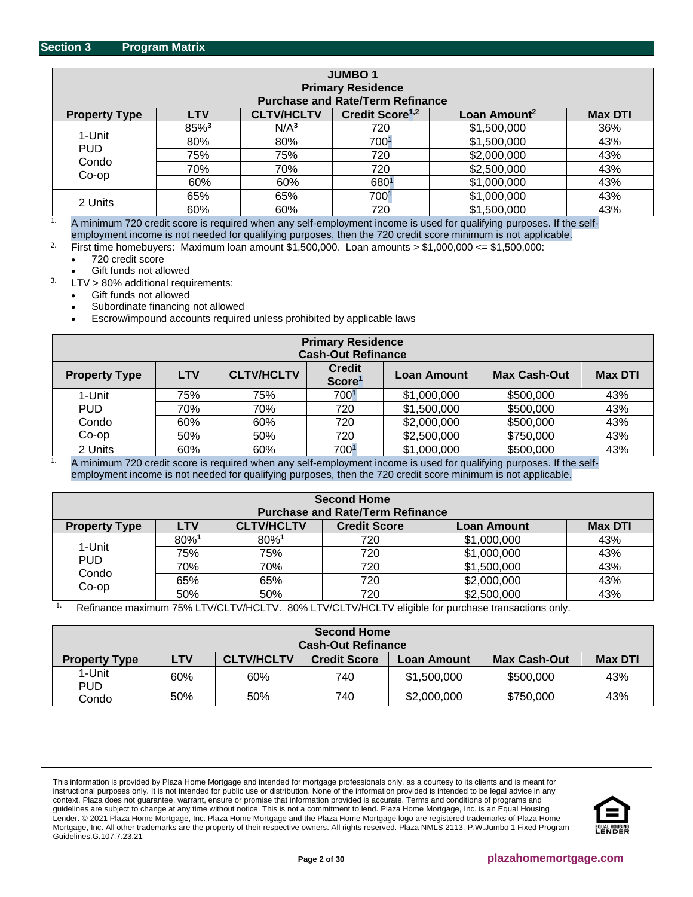## Section 3 Program Matrix

| JUMBO 1<br>Primary Residence<br>Purchase and Rate/Term Refinance | | | | | |
|---|---|---|---|---|---|
| **Property Type** | **LTV** | **CLTV/HCLTV** | **Credit Score[1,2]** | **Loan Amount[2]** | **Max DTI** |
| 1-Unit<br>PUD<br>Condo<br>Co-op | 85%[3] | N/A[3] | 720 | $1,500,000 | 36% |
| | 80% | 80% | 700[1] | $1,500,000 | 43% |
| | 75% | 75% | 720 | $2,000,000 | 43% |
| | 70% | 70% | 720 | $2,500,000 | 43% |
| | 60% | 60% | 680[1] | $1,000,000 | 43% |
| 2 Units | 65% | 65% | 700[1] | $1,000,000 | 43% |
| | 60% | 60% | 720 | $1,500,000 | 43% |

1. A minimum 720 credit score is required when any self-employment income is used for qualifying purposes. If the self-employment income is not needed for qualifying purposes, then the 720 credit score minimum is not applicable.
2. First time homebuyers: Maximum loan amount $1,500,000. Loan amounts > $1,000,000 <= $1,500,000:
   - 720 credit score
   - Gift funds not allowed
3. LTV > 80% additional requirements:
   - Gift funds not allowed
   - Subordinate financing not allowed
   - Escrow/impound accounts required unless prohibited by applicable laws

| Primary Residence<br>Cash-Out Refinance | | | | | | |
|---|---|---|---|---|---|---|
| **Property Type** | **LTV** | **CLTV/HCLTV** | **Credit Score[1]** | **Loan Amount** | **Max Cash-Out** | **Max DTI** |
| 1-Unit<br>PUD<br>Condo<br>Co-op | 75% | 75% | 700[1] | $1,000,000 | $500,000 | 43% |
| | 70% | 70% | 720 | $1,500,000 | $500,000 | 43% |
| | 60% | 60% | 720 | $2,000,000 | $500,000 | 43% |
| | 50% | 50% | 720 | $2,500,000 | $750,000 | 43% |
| 2 Units | 60% | 60% | 700[1] | $1,000,000 | $500,000 | 43% |

1. A minimum 720 credit score is required when any self-employment income is used for qualifying purposes. If the self-employment income is not needed for qualifying purposes, then the 720 credit score minimum is not applicable.

| Second Home<br>Purchase and Rate/Term Refinance | | | | | |
|---|---|---|---|---|---|
| **Property Type** | **LTV** | **CLTV/HCLTV** | **Credit Score** | **Loan Amount** | **Max DTI** |
| 1-Unit<br>PUD<br>Condo<br>Co-op | 80%[1] | 80%[1] | 720 | $1,000,000 | 43% |
| | 75% | 75% | 720 | $1,000,000 | 43% |
| | 70% | 70% | 720 | $1,500,000 | 43% |
| | 65% | 65% | 720 | $2,000,000 | 43% |
| | 50% | 50% | 720 | $2,500,000 | 43% |

1. Refinance maximum 75% LTV/CLTV/HCLTV. 80% LTV/CLTV/HCLTV eligible for purchase transactions only.

| Second Home<br>Cash-Out Refinance | | | | | | |
|---|---|---|---|---|---|---|
| **Property Type** | **LTV** | **CLTV/HCLTV** | **Credit Score** | **Loan Amount** | **Max Cash-Out** | **Max DTI** |
| 1-Unit<br>PUD<br>Condo | 60% | 60% | 740 | $1,500,000 | $500,000 | 43% |
| | 50% | 50% | 740 | $2,000,000 | $750,000 | 43% |

This information is provided by Plaza Home Mortgage and intended for mortgage professionals only, as a courtesy to its clients and is meant for instructional purposes only. It is not intended for public use or distribution. None of the information provided is intended to be legal advice in any context. Plaza does not guarantee, warrant, ensure or promise that information provided is accurate. Terms and conditions of programs and guidelines are subject to change at any time without notice. This is not a commitment to lend. Plaza Home Mortgage, Inc. is an Equal Housing Lender. © 2021 Plaza Home Mortgage, Inc. Plaza Home Mortgage and the Plaza Home Mortgage logo are registered trademarks of Plaza Home Mortgage, Inc. All other trademarks are the property of their respective owners. All rights reserved. Plaza NMLS 2113. P.W.Jumbo 1 Fixed Program Guidelines.G.107.7.23.21

plazahomemortgage.com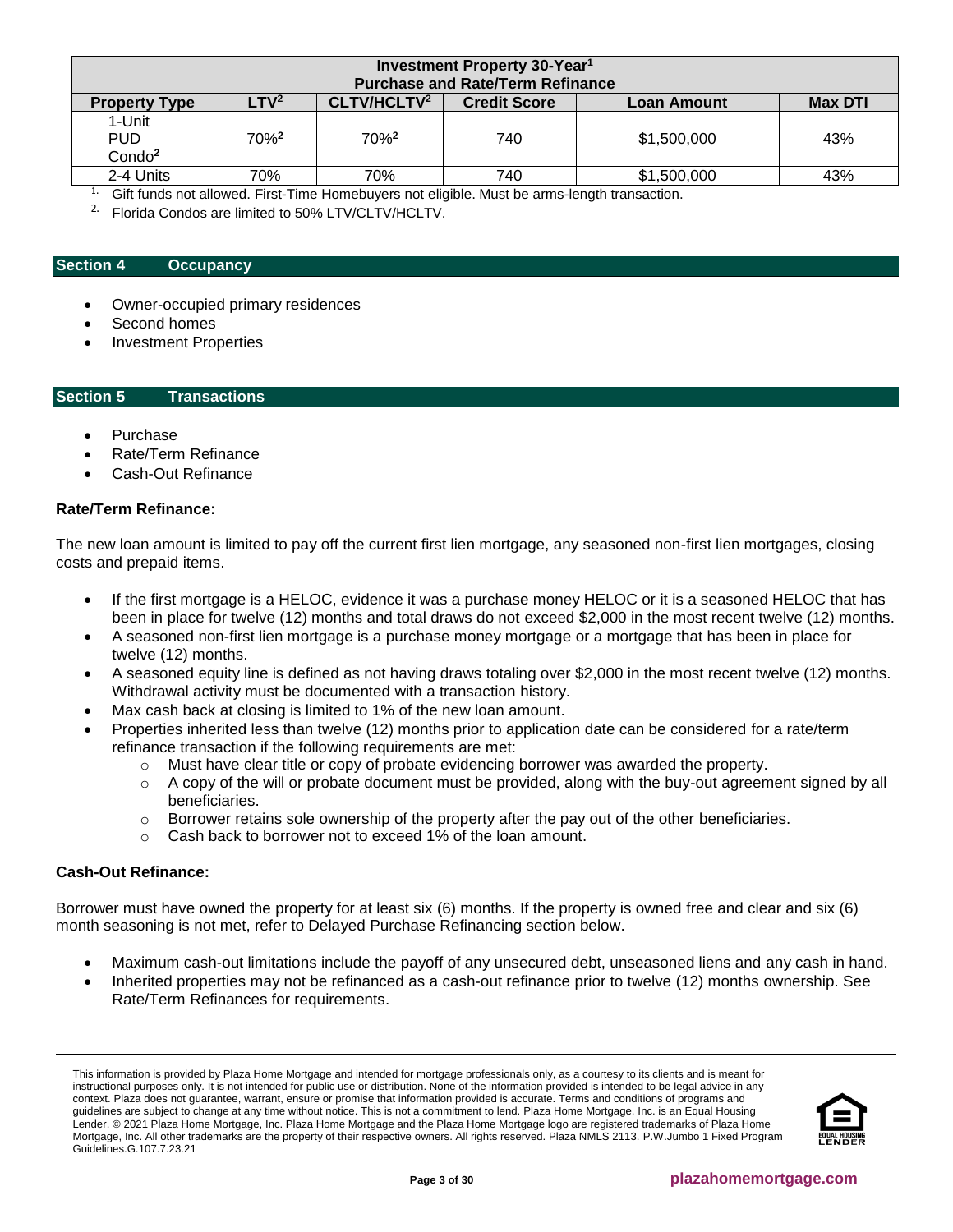| Investment Property 30-Year[1] Purchase and Rate/Term Refinance | | | | | |
|---|---|---|---|---|---|
| **Property Type** | **LTV[2]** | **CLTV/HCLTV[2]** | **Credit Score** | **Loan Amount** | **Max DTI** |
| 1-Unit PUD Condo[2] | 70%[2] | 70%[2] | 740 | $1,500,000 | 43% |
| 2-4 Units | 70% | 70% | 740 | $1,500,000 | 43% |

1. Gift funds not allowed. First-Time Homebuyers not eligible. Must be arms-length transaction.
2. Florida Condos are limited to 50% LTV/CLTV/HCLTV.

## Section 4 Occupancy

- Owner-occupied primary residences
- Second homes
- Investment Properties

## Section 5 Transactions

- Purchase
- Rate/Term Refinance
- Cash-Out Refinance

**Rate/Term Refinance:**

The new loan amount is limited to pay off the current first lien mortgage, any seasoned non-first lien mortgages, closing costs and prepaid items.

- If the first mortgage is a HELOC, evidence it was a purchase money HELOC or it is a seasoned HELOC that has been in place for twelve (12) months and total draws do not exceed $2,000 in the most recent twelve (12) months.
- A seasoned non-first lien mortgage is a purchase money mortgage or a mortgage that has been in place for twelve (12) months.
- A seasoned equity line is defined as not having draws totaling over $2,000 in the most recent twelve (12) months. Withdrawal activity must be documented with a transaction history.
- Max cash back at closing is limited to 1% of the new loan amount.
- Properties inherited less than twelve (12) months prior to application date can be considered for a rate/term refinance transaction if the following requirements are met:
  - Must have clear title or copy of probate evidencing borrower was awarded the property.
  - A copy of the will or probate document must be provided, along with the buy-out agreement signed by all beneficiaries.
  - Borrower retains sole ownership of the property after the pay out of the other beneficiaries.
  - Cash back to borrower not to exceed 1% of the loan amount.

**Cash-Out Refinance:**

Borrower must have owned the property for at least six (6) months. If the property is owned free and clear and six (6) month seasoning is not met, refer to Delayed Purchase Refinancing section below.

- Maximum cash-out limitations include the payoff of any unsecured debt, unseasoned liens and any cash in hand.
- Inherited properties may not be refinanced as a cash-out refinance prior to twelve (12) months ownership. See Rate/Term Refinances for requirements.

This information is provided by Plaza Home Mortgage and intended for mortgage professionals only, as a courtesy to its clients and is meant for instructional purposes only. It is not intended for public use or distribution. None of the information provided is intended to be legal advice in any context. Plaza does not guarantee, warrant, ensure or promise that information provided is accurate. Terms and conditions of programs and guidelines are subject to change at any time without notice. This is not a commitment to lend. Plaza Home Mortgage, Inc. is an Equal Housing Lender. © 2021 Plaza Home Mortgage, Inc. Plaza Home Mortgage and the Plaza Home Mortgage logo are registered trademarks of Plaza Home Mortgage, Inc. All other trademarks are the property of their respective owners. All rights reserved. Plaza NMLS 2113. P.W.Jumbo 1 Fixed Program Guidelines.G.107.7.23.21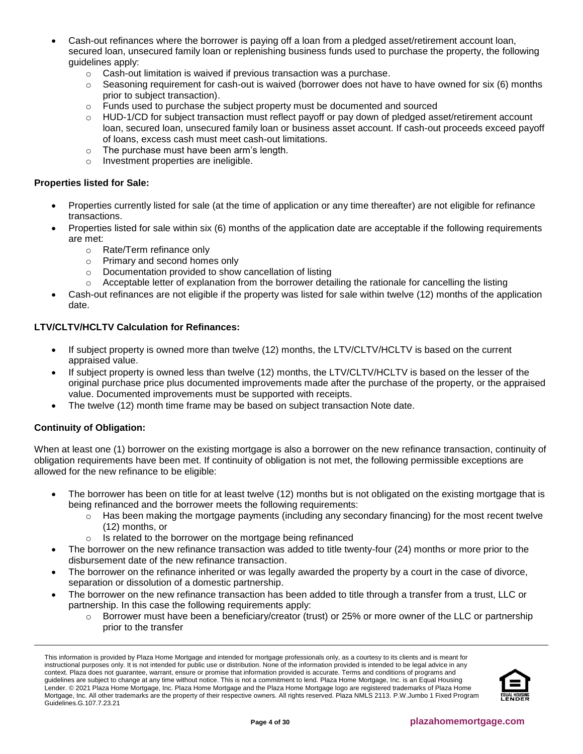- Cash-out refinances where the borrower is paying off a loan from a pledged asset/retirement account loan, secured loan, unsecured family loan or replenishing business funds used to purchase the property, the following guidelines apply:
  - Cash-out limitation is waived if previous transaction was a purchase.
  - Seasoning requirement for cash-out is waived (borrower does not have to have owned for six (6) months prior to subject transaction).
  - Funds used to purchase the subject property must be documented and sourced
  - HUD-1/CD for subject transaction must reflect payoff or pay down of pledged asset/retirement account loan, secured loan, unsecured family loan or business asset account. If cash-out proceeds exceed payoff of loans, excess cash must meet cash-out limitations.
  - The purchase must have been arm's length.
  - Investment properties are ineligible.

**Properties listed for Sale:**

- Properties currently listed for sale (at the time of application or any time thereafter) are not eligible for refinance transactions.
- Properties listed for sale within six (6) months of the application date are acceptable if the following requirements are met:
  - Rate/Term refinance only
  - Primary and second homes only
  - Documentation provided to show cancellation of listing
  - Acceptable letter of explanation from the borrower detailing the rationale for cancelling the listing
- Cash-out refinances are not eligible if the property was listed for sale within twelve (12) months of the application date.

**LTV/CLTV/HCLTV Calculation for Refinances:**

- If subject property is owned more than twelve (12) months, the LTV/CLTV/HCLTV is based on the current appraised value.
- If subject property is owned less than twelve (12) months, the LTV/CLTV/HCLTV is based on the lesser of the original purchase price plus documented improvements made after the purchase of the property, or the appraised value. Documented improvements must be supported with receipts.
- The twelve (12) month time frame may be based on subject transaction Note date.

**Continuity of Obligation:**

When at least one (1) borrower on the existing mortgage is also a borrower on the new refinance transaction, continuity of obligation requirements have been met. If continuity of obligation is not met, the following permissible exceptions are allowed for the new refinance to be eligible:

- The borrower has been on title for at least twelve (12) months but is not obligated on the existing mortgage that is being refinanced and the borrower meets the following requirements:
  - Has been making the mortgage payments (including any secondary financing) for the most recent twelve (12) months, or
  - Is related to the borrower on the mortgage being refinanced
- The borrower on the new refinance transaction was added to title twenty-four (24) months or more prior to the disbursement date of the new refinance transaction.
- The borrower on the refinance inherited or was legally awarded the property by a court in the case of divorce, separation or dissolution of a domestic partnership.
- The borrower on the new refinance transaction has been added to title through a transfer from a trust, LLC or partnership. In this case the following requirements apply:
  - Borrower must have been a beneficiary/creator (trust) or 25% or more owner of the LLC or partnership prior to the transfer

This information is provided by Plaza Home Mortgage and intended for mortgage professionals only, as a courtesy to its clients and is meant for instructional purposes only. It is not intended for public use or distribution. None of the information provided is intended to be legal advice in any context. Plaza does not guarantee, warrant, ensure or promise that information provided is accurate. Terms and conditions of programs and guidelines are subject to change at any time without notice. This is not a commitment to lend. Plaza Home Mortgage, Inc. is an Equal Housing Lender. © 2021 Plaza Home Mortgage, Inc. Plaza Home Mortgage and the Plaza Home Mortgage logo are registered trademarks of Plaza Home Mortgage, Inc. All other trademarks are the property of their respective owners. All rights reserved. Plaza NMLS 2113. P.W.Jumbo 1 Fixed Program Guidelines.G.107.7.23.21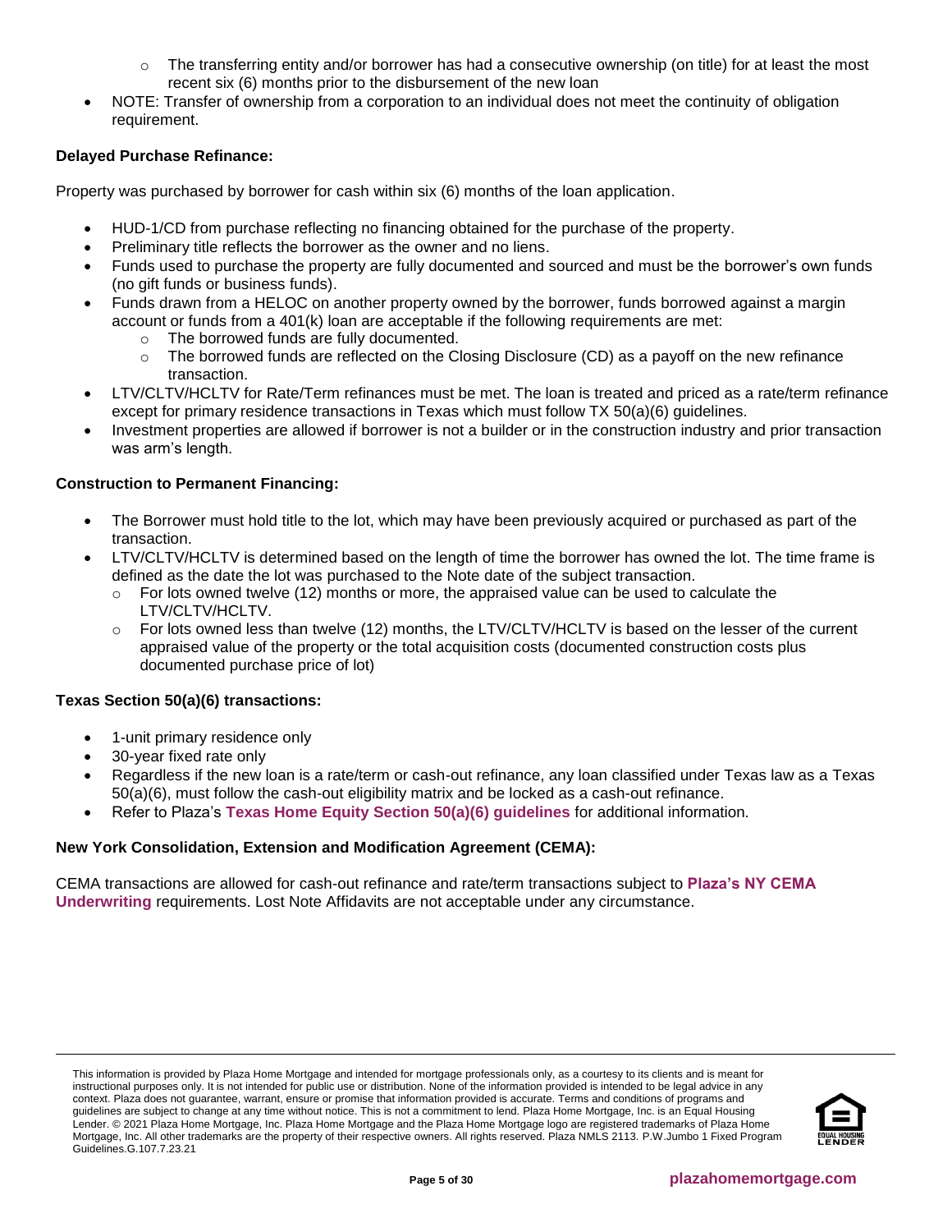- The transferring entity and/or borrower has had a consecutive ownership (on title) for at least the most recent six (6) months prior to the disbursement of the new loan
- NOTE: Transfer of ownership from a corporation to an individual does not meet the continuity of obligation requirement.

**Delayed Purchase Refinance:**

Property was purchased by borrower for cash within six (6) months of the loan application.

- HUD-1/CD from purchase reflecting no financing obtained for the purchase of the property.
- Preliminary title reflects the borrower as the owner and no liens.
- Funds used to purchase the property are fully documented and sourced and must be the borrower's own funds (no gift funds or business funds).
- Funds drawn from a HELOC on another property owned by the borrower, funds borrowed against a margin account or funds from a 401(k) loan are acceptable if the following requirements are met:
  - The borrowed funds are fully documented.
  - The borrowed funds are reflected on the Closing Disclosure (CD) as a payoff on the new refinance transaction.
- LTV/CLTV/HCLTV for Rate/Term refinances must be met. The loan is treated and priced as a rate/term refinance except for primary residence transactions in Texas which must follow TX 50(a)(6) guidelines.
- Investment properties are allowed if borrower is not a builder or in the construction industry and prior transaction was arm's length.

**Construction to Permanent Financing:**

- The Borrower must hold title to the lot, which may have been previously acquired or purchased as part of the transaction.
- LTV/CLTV/HCLTV is determined based on the length of time the borrower has owned the lot. The time frame is defined as the date the lot was purchased to the Note date of the subject transaction.
  - For lots owned twelve (12) months or more, the appraised value can be used to calculate the LTV/CLTV/HCLTV.
  - For lots owned less than twelve (12) months, the LTV/CLTV/HCLTV is based on the lesser of the current appraised value of the property or the total acquisition costs (documented construction costs plus documented purchase price of lot)

**Texas Section 50(a)(6) transactions:**

- 1-unit primary residence only
- 30-year fixed rate only
- Regardless if the new loan is a rate/term or cash-out refinance, any loan classified under Texas law as a Texas 50(a)(6), must follow the cash-out eligibility matrix and be locked as a cash-out refinance.
- Refer to Plaza's **Texas Home Equity Section 50(a)(6) guidelines** for additional information.

**New York Consolidation, Extension and Modification Agreement (CEMA):**

CEMA transactions are allowed for cash-out refinance and rate/term transactions subject to **Plaza's NY CEMA Underwriting** requirements. Lost Note Affidavits are not acceptable under any circumstance.

This information is provided by Plaza Home Mortgage and intended for mortgage professionals only, as a courtesy to its clients and is meant for instructional purposes only. It is not intended for public use or distribution. None of the information provided is intended to be legal advice in any context. Plaza does not guarantee, warrant, ensure or promise that information provided is accurate. Terms and conditions of programs and guidelines are subject to change at any time without notice. This is not a commitment to lend. Plaza Home Mortgage, Inc. is an Equal Housing Lender. © 2021 Plaza Home Mortgage, Inc. Plaza Home Mortgage and the Plaza Home Mortgage logo are registered trademarks of Plaza Home Mortgage, Inc. All other trademarks are the property of their respective owners. All rights reserved. Plaza NMLS 2113. P.W.Jumbo 1 Fixed Program Guidelines.G.107.7.23.21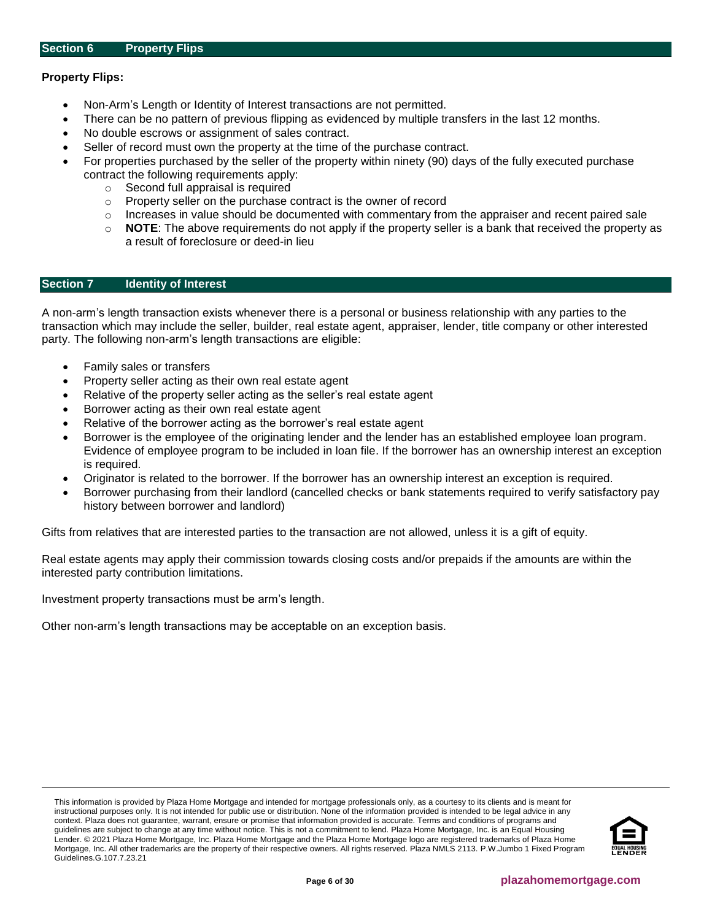## Section 6 Property Flips

**Property Flips:**

- Non-Arm's Length or Identity of Interest transactions are not permitted.
- There can be no pattern of previous flipping as evidenced by multiple transfers in the last 12 months.
- No double escrows or assignment of sales contract.
- Seller of record must own the property at the time of the purchase contract.
- For properties purchased by the seller of the property within ninety (90) days of the fully executed purchase contract the following requirements apply:
  - Second full appraisal is required
  - Property seller on the purchase contract is the owner of record
  - Increases in value should be documented with commentary from the appraiser and recent paired sale
  - **NOTE**: The above requirements do not apply if the property seller is a bank that received the property as a result of foreclosure or deed-in lieu

## Section 7 Identity of Interest

A non-arm's length transaction exists whenever there is a personal or business relationship with any parties to the transaction which may include the seller, builder, real estate agent, appraiser, lender, title company or other interested party. The following non-arm's length transactions are eligible:

- Family sales or transfers
- Property seller acting as their own real estate agent
- Relative of the property seller acting as the seller's real estate agent
- Borrower acting as their own real estate agent
- Relative of the borrower acting as the borrower's real estate agent
- Borrower is the employee of the originating lender and the lender has an established employee loan program. Evidence of employee program to be included in loan file. If the borrower has an ownership interest an exception is required.
- Originator is related to the borrower. If the borrower has an ownership interest an exception is required.
- Borrower purchasing from their landlord (cancelled checks or bank statements required to verify satisfactory pay history between borrower and landlord)

Gifts from relatives that are interested parties to the transaction are not allowed, unless it is a gift of equity.

Real estate agents may apply their commission towards closing costs and/or prepaids if the amounts are within the interested party contribution limitations.

Investment property transactions must be arm's length.

Other non-arm's length transactions may be acceptable on an exception basis.

This information is provided by Plaza Home Mortgage and intended for mortgage professionals only, as a courtesy to its clients and is meant for instructional purposes only. It is not intended for public use or distribution. None of the information provided is intended to be legal advice in any context. Plaza does not guarantee, warrant, ensure or promise that information provided is accurate. Terms and conditions of programs and guidelines are subject to change at any time without notice. This is not a commitment to lend. Plaza Home Mortgage, Inc. is an Equal Housing Lender. © 2021 Plaza Home Mortgage, Inc. Plaza Home Mortgage and the Plaza Home Mortgage logo are registered trademarks of Plaza Home Mortgage, Inc. All other trademarks are the property of their respective owners. All rights reserved. Plaza NMLS 2113. P.W.Jumbo 1 Fixed Program Guidelines.G.107.7.23.21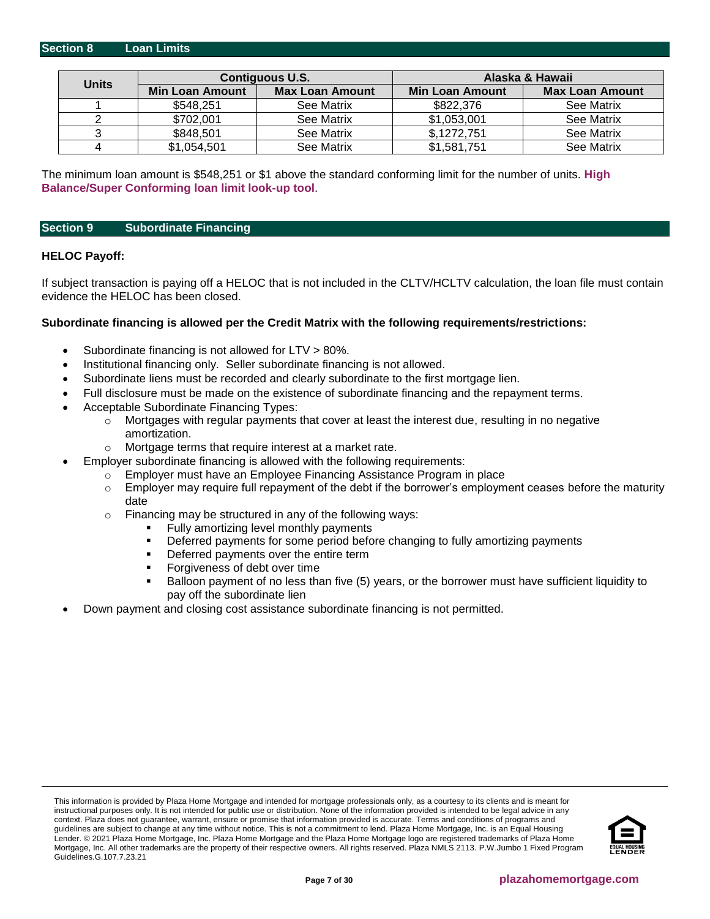## Section 8 Loan Limits

| Units | Contiguous U.S. | | Alaska & Hawaii | |
|---|---|---|---|---|
| | Min Loan Amount | Max Loan Amount | Min Loan Amount | Max Loan Amount |
| 1 | $548,251 | See Matrix | $822,376 | See Matrix |
| 2 | $702,001 | See Matrix | $1,053,001 | See Matrix |
| 3 | $848,501 | See Matrix | $,1272,751 | See Matrix |
| 4 | $1,054,501 | See Matrix | $1,581,751 | See Matrix |

The minimum loan amount is $548,251 or $1 above the standard conforming limit for the number of units. **High Balance/Super Conforming loan limit look-up tool**.

## Section 9 Subordinate Financing

**HELOC Payoff:**

If subject transaction is paying off a HELOC that is not included in the CLTV/HCLTV calculation, the loan file must contain evidence the HELOC has been closed.

**Subordinate financing is allowed per the Credit Matrix with the following requirements/restrictions:**

- Subordinate financing is not allowed for LTV > 80%.
- Institutional financing only. Seller subordinate financing is not allowed.
- Subordinate liens must be recorded and clearly subordinate to the first mortgage lien.
- Full disclosure must be made on the existence of subordinate financing and the repayment terms.
- Acceptable Subordinate Financing Types:
  - Mortgages with regular payments that cover at least the interest due, resulting in no negative amortization.
  - Mortgage terms that require interest at a market rate.
- Employer subordinate financing is allowed with the following requirements:
  - Employer must have an Employee Financing Assistance Program in place
  - Employer may require full repayment of the debt if the borrower's employment ceases before the maturity date
  - Financing may be structured in any of the following ways:
    - Fully amortizing level monthly payments
    - Deferred payments for some period before changing to fully amortizing payments
    - Deferred payments over the entire term
    - Forgiveness of debt over time
    - Balloon payment of no less than five (5) years, or the borrower must have sufficient liquidity to pay off the subordinate lien
- Down payment and closing cost assistance subordinate financing is not permitted.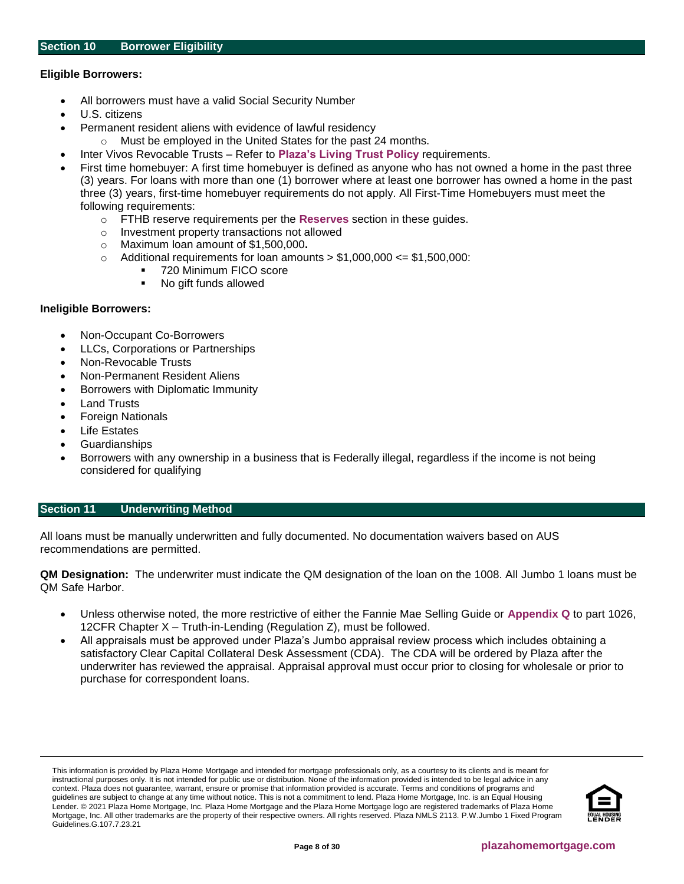## Section 10 Borrower Eligibility

**Eligible Borrowers:**

- All borrowers must have a valid Social Security Number
- U.S. citizens
- Permanent resident aliens with evidence of lawful residency
  - Must be employed in the United States for the past 24 months.
- Inter Vivos Revocable Trusts – Refer to **Plaza's Living Trust Policy** requirements.
- First time homebuyer: A first time homebuyer is defined as anyone who has not owned a home in the past three (3) years. For loans with more than one (1) borrower where at least one borrower has owned a home in the past three (3) years, first-time homebuyer requirements do not apply. All First-Time Homebuyers must meet the following requirements:
  - FTHB reserve requirements per the **Reserves** section in these guides.
  - Investment property transactions not allowed
  - Maximum loan amount of $1,500,000**.**
  - Additional requirements for loan amounts > $1,000,000 <= $1,500,000:
    - 720 Minimum FICO score
    - No gift funds allowed

**Ineligible Borrowers:**

- Non-Occupant Co-Borrowers
- LLCs, Corporations or Partnerships
- Non-Revocable Trusts
- Non-Permanent Resident Aliens
- Borrowers with Diplomatic Immunity
- Land Trusts
- Foreign Nationals
- Life Estates
- Guardianships
- Borrowers with any ownership in a business that is Federally illegal, regardless if the income is not being considered for qualifying

## Section 11 Underwriting Method

All loans must be manually underwritten and fully documented. No documentation waivers based on AUS recommendations are permitted.

**QM Designation:** The underwriter must indicate the QM designation of the loan on the 1008. All Jumbo 1 loans must be QM Safe Harbor.

- Unless otherwise noted, the more restrictive of either the Fannie Mae Selling Guide or **Appendix Q** to part 1026, 12CFR Chapter X – Truth-in-Lending (Regulation Z), must be followed.
- All appraisals must be approved under Plaza's Jumbo appraisal review process which includes obtaining a satisfactory Clear Capital Collateral Desk Assessment (CDA). The CDA will be ordered by Plaza after the underwriter has reviewed the appraisal. Appraisal approval must occur prior to closing for wholesale or prior to purchase for correspondent loans.

This information is provided by Plaza Home Mortgage and intended for mortgage professionals only, as a courtesy to its clients and is meant for instructional purposes only. It is not intended for public use or distribution. None of the information provided is intended to be legal advice in any context. Plaza does not guarantee, warrant, ensure or promise that information provided is accurate. Terms and conditions of programs and guidelines are subject to change at any time without notice. This is not a commitment to lend. Plaza Home Mortgage, Inc. is an Equal Housing Lender. © 2021 Plaza Home Mortgage, Inc. Plaza Home Mortgage and the Plaza Home Mortgage logo are registered trademarks of Plaza Home Mortgage, Inc. All other trademarks are the property of their respective owners. All rights reserved. Plaza NMLS 2113. P.W.Jumbo 1 Fixed Program Guidelines.G.107.7.23.21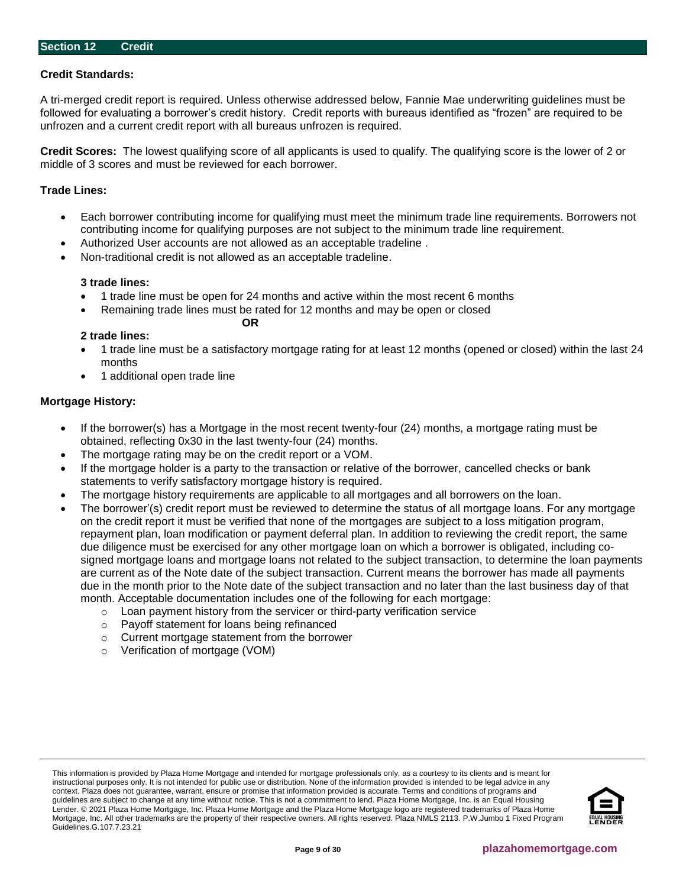## Section 12 Credit

**Credit Standards:**

A tri-merged credit report is required. Unless otherwise addressed below, Fannie Mae underwriting guidelines must be followed for evaluating a borrower's credit history. Credit reports with bureaus identified as "frozen" are required to be unfrozen and a current credit report with all bureaus unfrozen is required.

**Credit Scores:** The lowest qualifying score of all applicants is used to qualify. The qualifying score is the lower of 2 or middle of 3 scores and must be reviewed for each borrower.

**Trade Lines:**

- Each borrower contributing income for qualifying must meet the minimum trade line requirements. Borrowers not contributing income for qualifying purposes are not subject to the minimum trade line requirement.
- Authorized User accounts are not allowed as an acceptable tradeline .
- Non-traditional credit is not allowed as an acceptable tradeline.

**3 trade lines:**

- 1 trade line must be open for 24 months and active within the most recent 6 months
- Remaining trade lines must be rated for 12 months and may be open or closed

**OR**

**2 trade lines:**

- 1 trade line must be a satisfactory mortgage rating for at least 12 months (opened or closed) within the last 24 months
- 1 additional open trade line

**Mortgage History:**

- If the borrower(s) has a Mortgage in the most recent twenty-four (24) months, a mortgage rating must be obtained, reflecting 0x30 in the last twenty-four (24) months.
- The mortgage rating may be on the credit report or a VOM.
- If the mortgage holder is a party to the transaction or relative of the borrower, cancelled checks or bank statements to verify satisfactory mortgage history is required.
- The mortgage history requirements are applicable to all mortgages and all borrowers on the loan.
- The borrower'(s) credit report must be reviewed to determine the status of all mortgage loans. For any mortgage on the credit report it must be verified that none of the mortgages are subject to a loss mitigation program, repayment plan, loan modification or payment deferral plan. In addition to reviewing the credit report, the same due diligence must be exercised for any other mortgage loan on which a borrower is obligated, including co-signed mortgage loans and mortgage loans not related to the subject transaction, to determine the loan payments are current as of the Note date of the subject transaction. Current means the borrower has made all payments due in the month prior to the Note date of the subject transaction and no later than the last business day of that month. Acceptable documentation includes one of the following for each mortgage:
  - Loan payment history from the servicer or third-party verification service
  - Payoff statement for loans being refinanced
  - Current mortgage statement from the borrower
  - Verification of mortgage (VOM)

This information is provided by Plaza Home Mortgage and intended for mortgage professionals only, as a courtesy to its clients and is meant for instructional purposes only. It is not intended for public use or distribution. None of the information provided is intended to be legal advice in any context. Plaza does not guarantee, warrant, ensure or promise that information provided is accurate. Terms and conditions of programs and guidelines are subject to change at any time without notice. This is not a commitment to lend. Plaza Home Mortgage, Inc. is an Equal Housing Lender. © 2021 Plaza Home Mortgage, Inc. Plaza Home Mortgage and the Plaza Home Mortgage logo are registered trademarks of Plaza Home Mortgage, Inc. All other trademarks are the property of their respective owners. All rights reserved. Plaza NMLS 2113. P.W.Jumbo 1 Fixed Program Guidelines.G.107.7.23.21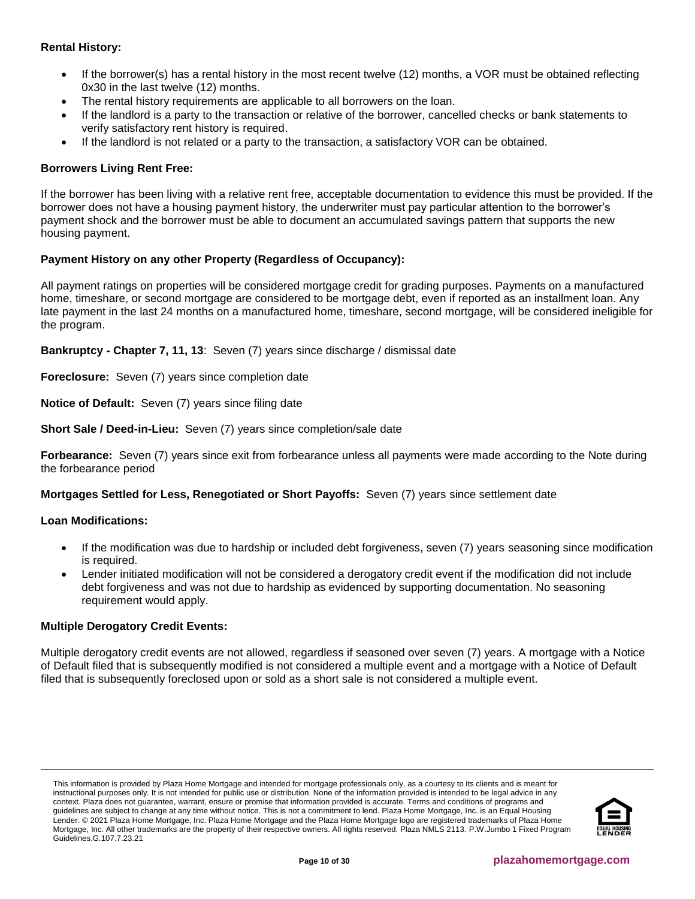**Rental History:**

- If the borrower(s) has a rental history in the most recent twelve (12) months, a VOR must be obtained reflecting 0x30 in the last twelve (12) months.
- The rental history requirements are applicable to all borrowers on the loan.
- If the landlord is a party to the transaction or relative of the borrower, cancelled checks or bank statements to verify satisfactory rent history is required.
- If the landlord is not related or a party to the transaction, a satisfactory VOR can be obtained.

**Borrowers Living Rent Free:**

If the borrower has been living with a relative rent free, acceptable documentation to evidence this must be provided. If the borrower does not have a housing payment history, the underwriter must pay particular attention to the borrower's payment shock and the borrower must be able to document an accumulated savings pattern that supports the new housing payment.

**Payment History on any other Property (Regardless of Occupancy):**

All payment ratings on properties will be considered mortgage credit for grading purposes. Payments on a manufactured home, timeshare, or second mortgage are considered to be mortgage debt, even if reported as an installment loan. Any late payment in the last 24 months on a manufactured home, timeshare, second mortgage, will be considered ineligible for the program.

**Bankruptcy - Chapter 7, 11, 13**: Seven (7) years since discharge / dismissal date

**Foreclosure:** Seven (7) years since completion date

**Notice of Default:** Seven (7) years since filing date

**Short Sale / Deed-in-Lieu:** Seven (7) years since completion/sale date

**Forbearance:** Seven (7) years since exit from forbearance unless all payments were made according to the Note during the forbearance period

**Mortgages Settled for Less, Renegotiated or Short Payoffs:** Seven (7) years since settlement date

**Loan Modifications:**

- If the modification was due to hardship or included debt forgiveness, seven (7) years seasoning since modification is required.
- Lender initiated modification will not be considered a derogatory credit event if the modification did not include debt forgiveness and was not due to hardship as evidenced by supporting documentation. No seasoning requirement would apply.

**Multiple Derogatory Credit Events:**

Multiple derogatory credit events are not allowed, regardless if seasoned over seven (7) years. A mortgage with a Notice of Default filed that is subsequently modified is not considered a multiple event and a mortgage with a Notice of Default filed that is subsequently foreclosed upon or sold as a short sale is not considered a multiple event.

This information is provided by Plaza Home Mortgage and intended for mortgage professionals only, as a courtesy to its clients and is meant for instructional purposes only. It is not intended for public use or distribution. None of the information provided is intended to be legal advice in any context. Plaza does not guarantee, warrant, ensure or promise that information provided is accurate. Terms and conditions of programs and guidelines are subject to change at any time without notice. This is not a commitment to lend. Plaza Home Mortgage, Inc. is an Equal Housing Lender. © 2021 Plaza Home Mortgage, Inc. Plaza Home Mortgage and the Plaza Home Mortgage logo are registered trademarks of Plaza Home Mortgage, Inc. All other trademarks are the property of their respective owners. All rights reserved. Plaza NMLS 2113. P.W.Jumbo 1 Fixed Program Guidelines.G.107.7.23.21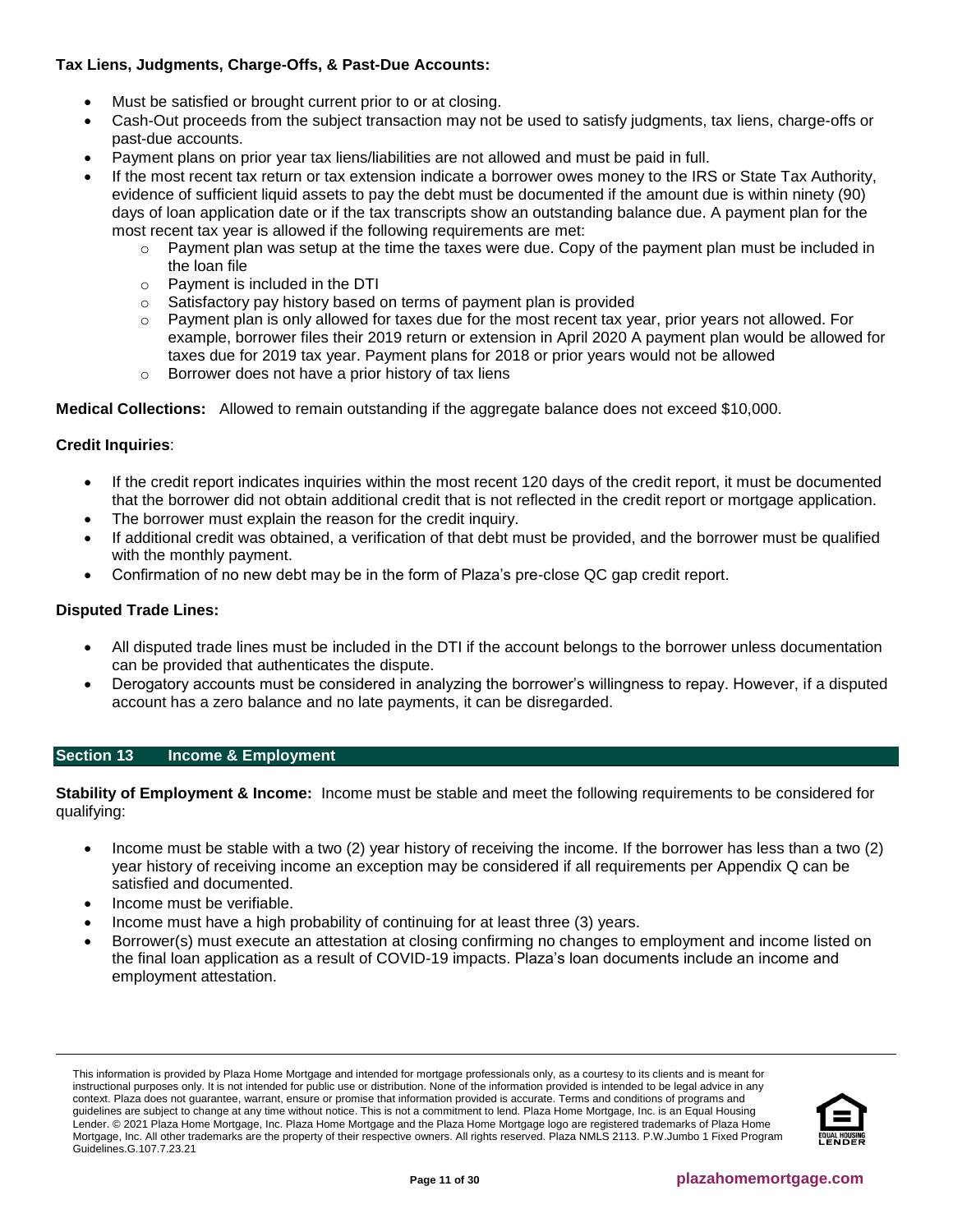**Tax Liens, Judgments, Charge-Offs, & Past-Due Accounts:**

- Must be satisfied or brought current prior to or at closing.
- Cash-Out proceeds from the subject transaction may not be used to satisfy judgments, tax liens, charge-offs or past-due accounts.
- Payment plans on prior year tax liens/liabilities are not allowed and must be paid in full.
- If the most recent tax return or tax extension indicate a borrower owes money to the IRS or State Tax Authority, evidence of sufficient liquid assets to pay the debt must be documented if the amount due is within ninety (90) days of loan application date or if the tax transcripts show an outstanding balance due. A payment plan for the most recent tax year is allowed if the following requirements are met:
  - Payment plan was setup at the time the taxes were due. Copy of the payment plan must be included in the loan file
  - Payment is included in the DTI
  - Satisfactory pay history based on terms of payment plan is provided
  - Payment plan is only allowed for taxes due for the most recent tax year, prior years not allowed. For example, borrower files their 2019 return or extension in April 2020 A payment plan would be allowed for taxes due for 2019 tax year. Payment plans for 2018 or prior years would not be allowed
  - Borrower does not have a prior history of tax liens

**Medical Collections:** Allowed to remain outstanding if the aggregate balance does not exceed $10,000.

**Credit Inquiries**:

- If the credit report indicates inquiries within the most recent 120 days of the credit report, it must be documented that the borrower did not obtain additional credit that is not reflected in the credit report or mortgage application.
- The borrower must explain the reason for the credit inquiry.
- If additional credit was obtained, a verification of that debt must be provided, and the borrower must be qualified with the monthly payment.
- Confirmation of no new debt may be in the form of Plaza's pre-close QC gap credit report.

**Disputed Trade Lines:**

- All disputed trade lines must be included in the DTI if the account belongs to the borrower unless documentation can be provided that authenticates the dispute.
- Derogatory accounts must be considered in analyzing the borrower's willingness to repay. However, if a disputed account has a zero balance and no late payments, it can be disregarded.

## Section 13 Income & Employment

**Stability of Employment & Income:** Income must be stable and meet the following requirements to be considered for qualifying:

- Income must be stable with a two (2) year history of receiving the income. If the borrower has less than a two (2) year history of receiving income an exception may be considered if all requirements per Appendix Q can be satisfied and documented.
- Income must be verifiable.
- Income must have a high probability of continuing for at least three (3) years.
- Borrower(s) must execute an attestation at closing confirming no changes to employment and income listed on the final loan application as a result of COVID-19 impacts. Plaza's loan documents include an income and employment attestation.

This information is provided by Plaza Home Mortgage and intended for mortgage professionals only, as a courtesy to its clients and is meant for instructional purposes only. It is not intended for public use or distribution. None of the information provided is intended to be legal advice in any context. Plaza does not guarantee, warrant, ensure or promise that information provided is accurate. Terms and conditions of programs and guidelines are subject to change at any time without notice. This is not a commitment to lend. Plaza Home Mortgage, Inc. is an Equal Housing Lender. © 2021 Plaza Home Mortgage, Inc. Plaza Home Mortgage and the Plaza Home Mortgage logo are registered trademarks of Plaza Home Mortgage, Inc. All other trademarks are the property of their respective owners. All rights reserved. Plaza NMLS 2113. P.W.Jumbo 1 Fixed Program Guidelines.G.107.7.23.21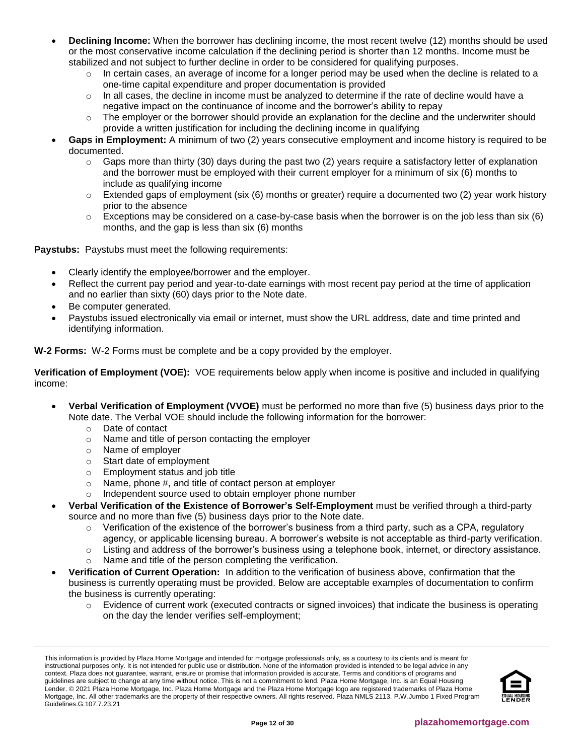- **Declining Income:** When the borrower has declining income, the most recent twelve (12) months should be used or the most conservative income calculation if the declining period is shorter than 12 months. Income must be stabilized and not subject to further decline in order to be considered for qualifying purposes.
  - In certain cases, an average of income for a longer period may be used when the decline is related to a one-time capital expenditure and proper documentation is provided
  - In all cases, the decline in income must be analyzed to determine if the rate of decline would have a negative impact on the continuance of income and the borrower's ability to repay
  - The employer or the borrower should provide an explanation for the decline and the underwriter should provide a written justification for including the declining income in qualifying
- **Gaps in Employment:** A minimum of two (2) years consecutive employment and income history is required to be documented.
  - Gaps more than thirty (30) days during the past two (2) years require a satisfactory letter of explanation and the borrower must be employed with their current employer for a minimum of six (6) months to include as qualifying income
  - Extended gaps of employment (six (6) months or greater) require a documented two (2) year work history prior to the absence
  - Exceptions may be considered on a case-by-case basis when the borrower is on the job less than six (6) months, and the gap is less than six (6) months

**Paystubs:** Paystubs must meet the following requirements:

- Clearly identify the employee/borrower and the employer.
- Reflect the current pay period and year-to-date earnings with most recent pay period at the time of application and no earlier than sixty (60) days prior to the Note date.
- Be computer generated.
- Paystubs issued electronically via email or internet, must show the URL address, date and time printed and identifying information.

**W-2 Forms:** W-2 Forms must be complete and be a copy provided by the employer.

**Verification of Employment (VOE):** VOE requirements below apply when income is positive and included in qualifying income:

- **Verbal Verification of Employment (VVOE)** must be performed no more than five (5) business days prior to the Note date. The Verbal VOE should include the following information for the borrower:
  - Date of contact
  - Name and title of person contacting the employer
  - Name of employer
  - Start date of employment
  - Employment status and job title
  - Name, phone #, and title of contact person at employer
  - Independent source used to obtain employer phone number
- **Verbal Verification of the Existence of Borrower's Self-Employment** must be verified through a third-party source and no more than five (5) business days prior to the Note date.
  - Verification of the existence of the borrower's business from a third party, such as a CPA, regulatory agency, or applicable licensing bureau. A borrower's website is not acceptable as third-party verification.
  - Listing and address of the borrower's business using a telephone book, internet, or directory assistance.
  - Name and title of the person completing the verification.
- **Verification of Current Operation:** In addition to the verification of business above, confirmation that the business is currently operating must be provided. Below are acceptable examples of documentation to confirm the business is currently operating:
  - Evidence of current work (executed contracts or signed invoices) that indicate the business is operating on the day the lender verifies self-employment;

This information is provided by Plaza Home Mortgage and intended for mortgage professionals only, as a courtesy to its clients and is meant for instructional purposes only. It is not intended for public use or distribution. None of the information provided is intended to be legal advice in any context. Plaza does not guarantee, warrant, ensure or promise that information provided is accurate. Terms and conditions of programs and guidelines are subject to change at any time without notice. This is not a commitment to lend. Plaza Home Mortgage, Inc. is an Equal Housing Lender. © 2021 Plaza Home Mortgage, Inc. Plaza Home Mortgage and the Plaza Home Mortgage logo are registered trademarks of Plaza Home Mortgage, Inc. All other trademarks are the property of their respective owners. All rights reserved. Plaza NMLS 2113. P.W.Jumbo 1 Fixed Program Guidelines.G.107.7.23.21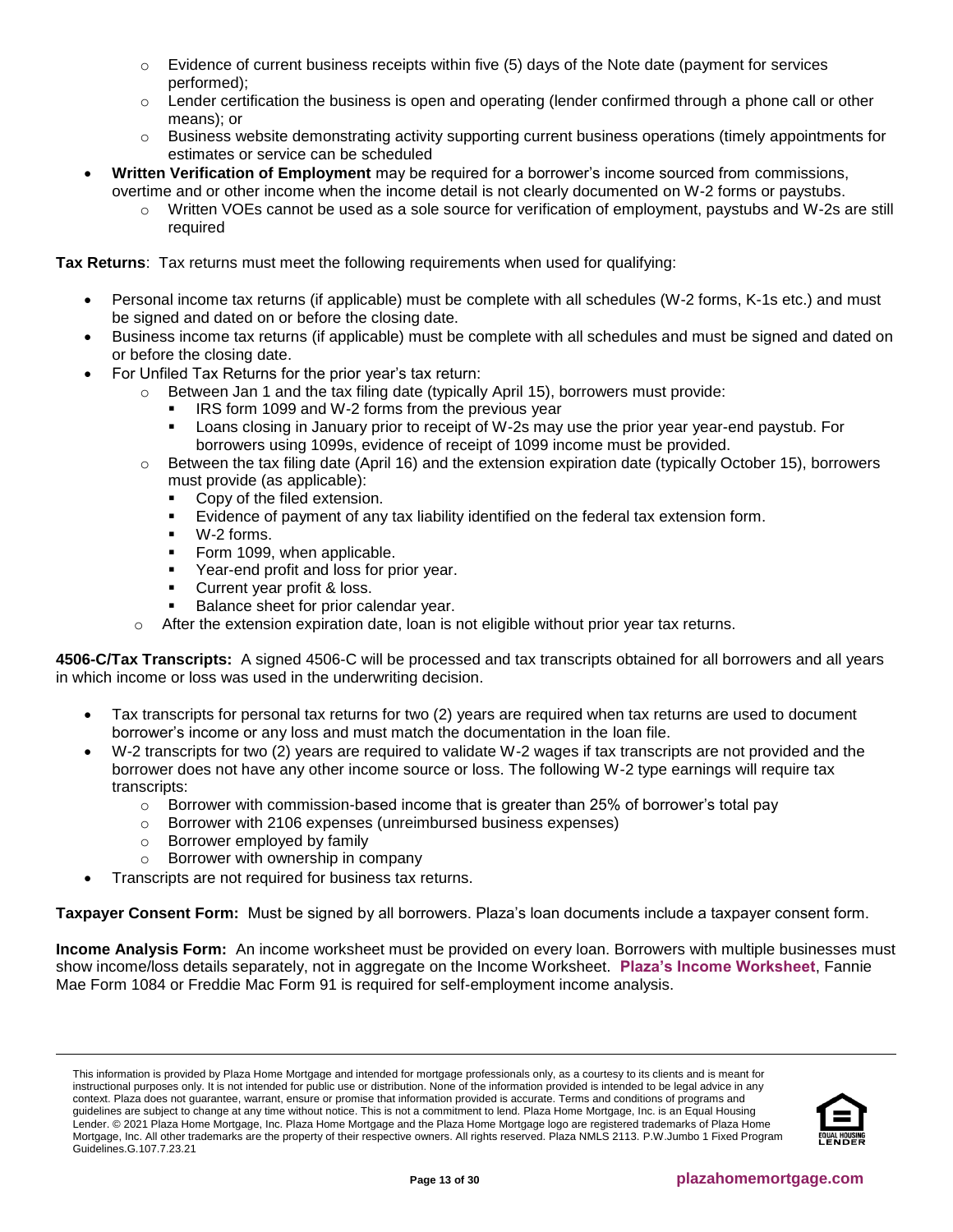- Evidence of current business receipts within five (5) days of the Note date (payment for services performed);
  - Lender certification the business is open and operating (lender confirmed through a phone call or other means); or
  - Business website demonstrating activity supporting current business operations (timely appointments for estimates or service can be scheduled
- **Written Verification of Employment** may be required for a borrower's income sourced from commissions, overtime and or other income when the income detail is not clearly documented on W-2 forms or paystubs.
  - Written VOEs cannot be used as a sole source for verification of employment, paystubs and W-2s are still required

**Tax Returns**: Tax returns must meet the following requirements when used for qualifying:

- Personal income tax returns (if applicable) must be complete with all schedules (W-2 forms, K-1s etc.) and must be signed and dated on or before the closing date.
- Business income tax returns (if applicable) must be complete with all schedules and must be signed and dated on or before the closing date.
- For Unfiled Tax Returns for the prior year's tax return:
  - Between Jan 1 and the tax filing date (typically April 15), borrowers must provide:
    - IRS form 1099 and W-2 forms from the previous year
    - Loans closing in January prior to receipt of W-2s may use the prior year year-end paystub. For borrowers using 1099s, evidence of receipt of 1099 income must be provided.
  - Between the tax filing date (April 16) and the extension expiration date (typically October 15), borrowers must provide (as applicable):
    - Copy of the filed extension.
    - Evidence of payment of any tax liability identified on the federal tax extension form.
    - W-2 forms.
    - Form 1099, when applicable.
    - Year-end profit and loss for prior year.
    - Current year profit & loss.
    - Balance sheet for prior calendar year.
  - After the extension expiration date, loan is not eligible without prior year tax returns.

**4506-C/Tax Transcripts:** A signed 4506-C will be processed and tax transcripts obtained for all borrowers and all years in which income or loss was used in the underwriting decision.

- Tax transcripts for personal tax returns for two (2) years are required when tax returns are used to document borrower's income or any loss and must match the documentation in the loan file.
- W-2 transcripts for two (2) years are required to validate W-2 wages if tax transcripts are not provided and the borrower does not have any other income source or loss. The following W-2 type earnings will require tax transcripts:
  - Borrower with commission-based income that is greater than 25% of borrower's total pay
  - Borrower with 2106 expenses (unreimbursed business expenses)
  - Borrower employed by family
  - Borrower with ownership in company
- Transcripts are not required for business tax returns.

**Taxpayer Consent Form:** Must be signed by all borrowers. Plaza's loan documents include a taxpayer consent form.

**Income Analysis Form:** An income worksheet must be provided on every loan. Borrowers with multiple businesses must show income/loss details separately, not in aggregate on the Income Worksheet. **Plaza's Income Worksheet**, Fannie Mae Form 1084 or Freddie Mac Form 91 is required for self-employment income analysis.

This information is provided by Plaza Home Mortgage and intended for mortgage professionals only, as a courtesy to its clients and is meant for instructional purposes only. It is not intended for public use or distribution. None of the information provided is intended to be legal advice in any context. Plaza does not guarantee, warrant, ensure or promise that information provided is accurate. Terms and conditions of programs and guidelines are subject to change at any time without notice. This is not a commitment to lend. Plaza Home Mortgage, Inc. is an Equal Housing Lender. © 2021 Plaza Home Mortgage, Inc. Plaza Home Mortgage and the Plaza Home Mortgage logo are registered trademarks of Plaza Home Mortgage, Inc. All other trademarks are the property of their respective owners. All rights reserved. Plaza NMLS 2113. P.W.Jumbo 1 Fixed Program Guidelines.G.107.7.23.21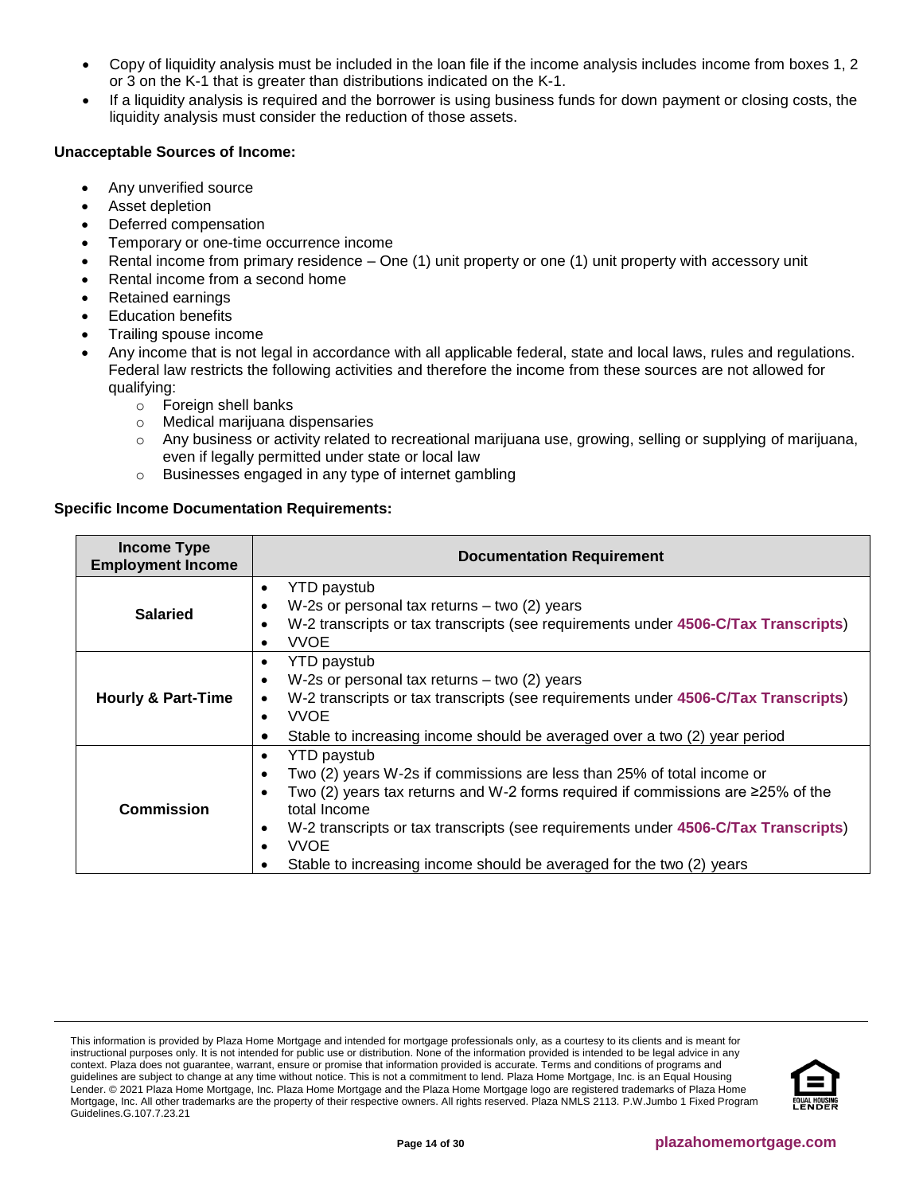- Copy of liquidity analysis must be included in the loan file if the income analysis includes income from boxes 1, 2 or 3 on the K-1 that is greater than distributions indicated on the K-1.
- If a liquidity analysis is required and the borrower is using business funds for down payment or closing costs, the liquidity analysis must consider the reduction of those assets.

**Unacceptable Sources of Income:**

- Any unverified source
- Asset depletion
- Deferred compensation
- Temporary or one-time occurrence income
- Rental income from primary residence – One (1) unit property or one (1) unit property with accessory unit
- Rental income from a second home
- Retained earnings
- Education benefits
- Trailing spouse income
- Any income that is not legal in accordance with all applicable federal, state and local laws, rules and regulations. Federal law restricts the following activities and therefore the income from these sources are not allowed for qualifying:
  - Foreign shell banks
  - Medical marijuana dispensaries
  - Any business or activity related to recreational marijuana use, growing, selling or supplying of marijuana, even if legally permitted under state or local law
  - Businesses engaged in any type of internet gambling

**Specific Income Documentation Requirements:**

| Income Type Employment Income | Documentation Requirement |
|---|---|
| **Salaried** | • YTD paystub<br>• W-2s or personal tax returns – two (2) years<br>• W-2 transcripts or tax transcripts (see requirements under **4506-C/Tax Transcripts**)<br>• VVOE |
| **Hourly & Part-Time** | • YTD paystub<br>• W-2s or personal tax returns – two (2) years<br>• W-2 transcripts or tax transcripts (see requirements under **4506-C/Tax Transcripts**)<br>• VVOE<br>• Stable to increasing income should be averaged over a two (2) year period |
| **Commission** | • YTD paystub<br>• Two (2) years W-2s if commissions are less than 25% of total income or<br>• Two (2) years tax returns and W-2 forms required if commissions are ≥25% of the total Income<br>• W-2 transcripts or tax transcripts (see requirements under **4506-C/Tax Transcripts**)<br>• VVOE<br>• Stable to increasing income should be averaged for the two (2) years |

This information is provided by Plaza Home Mortgage and intended for mortgage professionals only, as a courtesy to its clients and is meant for instructional purposes only. It is not intended for public use or distribution. None of the information provided is intended to be legal advice in any context. Plaza does not guarantee, warrant, ensure or promise that information provided is accurate. Terms and conditions of programs and guidelines are subject to change at any time without notice. This is not a commitment to lend. Plaza Home Mortgage, Inc. is an Equal Housing Lender. © 2021 Plaza Home Mortgage, Inc. Plaza Home Mortgage and the Plaza Home Mortgage logo are registered trademarks of Plaza Home Mortgage, Inc. All other trademarks are the property of their respective owners. All rights reserved. Plaza NMLS 2113. P.W.Jumbo 1 Fixed Program Guidelines.G.107.7.23.21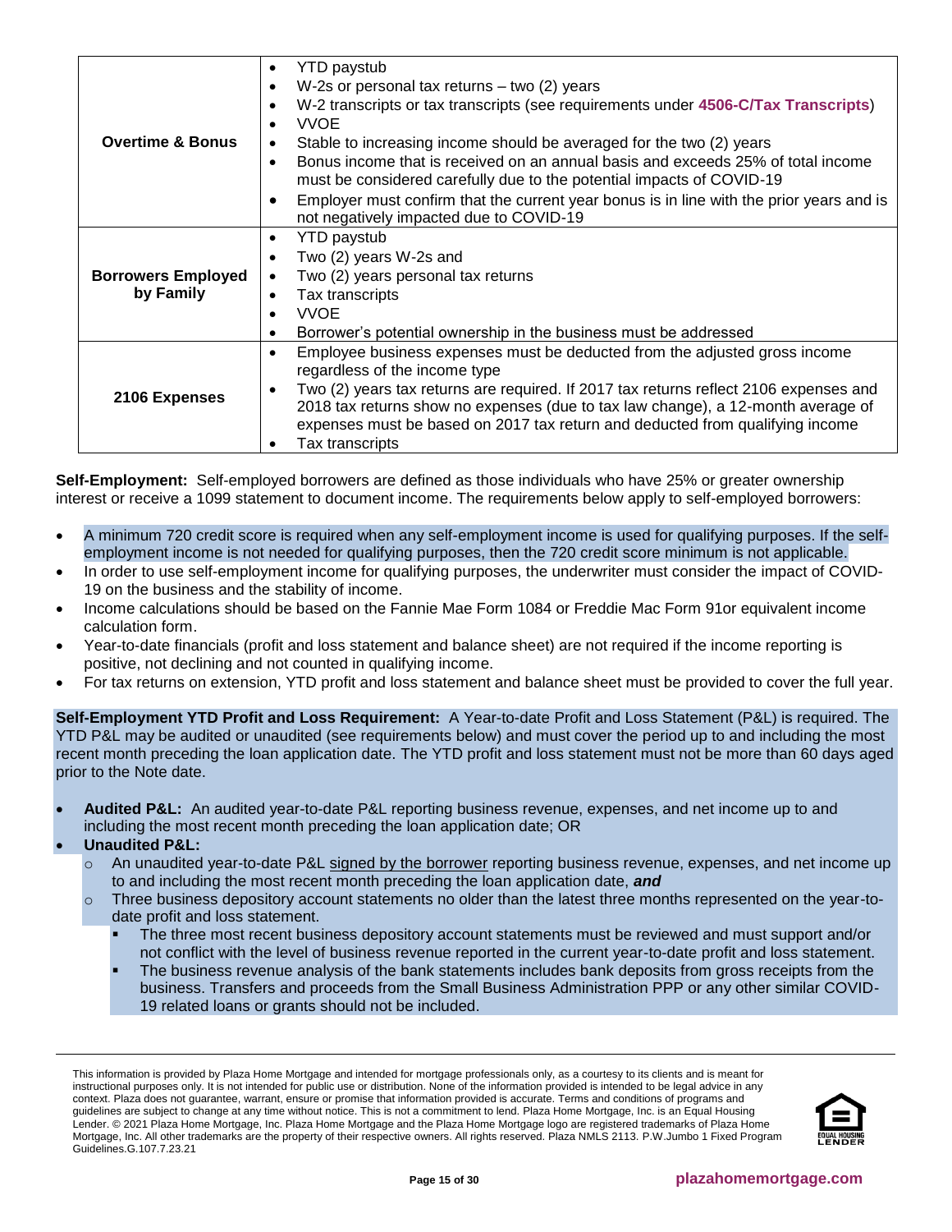| | |
|---|---|
| **Overtime & Bonus** | • YTD paystub<br>• W-2s or personal tax returns – two (2) years<br>• W-2 transcripts or tax transcripts (see requirements under **4506-C/Tax Transcripts**)<br>• VVOE<br>• Stable to increasing income should be averaged for the two (2) years<br>• Bonus income that is received on an annual basis and exceeds 25% of total income must be considered carefully due to the potential impacts of COVID-19<br>• Employer must confirm that the current year bonus is in line with the prior years and is not negatively impacted due to COVID-19 |
| **Borrowers Employed by Family** | • YTD paystub<br>• Two (2) years W-2s and<br>• Two (2) years personal tax returns<br>• Tax transcripts<br>• VVOE<br>• Borrower's potential ownership in the business must be addressed |
| **2106 Expenses** | • Employee business expenses must be deducted from the adjusted gross income regardless of the income type<br>• Two (2) years tax returns are required. If 2017 tax returns reflect 2106 expenses and 2018 tax returns show no expenses (due to tax law change), a 12-month average of expenses must be based on 2017 tax return and deducted from qualifying income<br>• Tax transcripts |

**Self-Employment:** Self-employed borrowers are defined as those individuals who have 25% or greater ownership interest or receive a 1099 statement to document income. The requirements below apply to self-employed borrowers:

- A minimum 720 credit score is required when any self-employment income is used for qualifying purposes. If the self-employment income is not needed for qualifying purposes, then the 720 credit score minimum is not applicable.
- In order to use self-employment income for qualifying purposes, the underwriter must consider the impact of COVID-19 on the business and the stability of income.
- Income calculations should be based on the Fannie Mae Form 1084 or Freddie Mac Form 91or equivalent income calculation form.
- Year-to-date financials (profit and loss statement and balance sheet) are not required if the income reporting is positive, not declining and not counted in qualifying income.
- For tax returns on extension, YTD profit and loss statement and balance sheet must be provided to cover the full year.

**Self-Employment YTD Profit and Loss Requirement:** A Year-to-date Profit and Loss Statement (P&L) is required. The YTD P&L may be audited or unaudited (see requirements below) and must cover the period up to and including the most recent month preceding the loan application date. The YTD profit and loss statement must not be more than 60 days aged prior to the Note date.

- **Audited P&L:** An audited year-to-date P&L reporting business revenue, expenses, and net income up to and including the most recent month preceding the loan application date; OR
- **Unaudited P&L:**
  - An unaudited year-to-date P&L signed by the borrower reporting business revenue, expenses, and net income up to and including the most recent month preceding the loan application date, ***and***
  - Three business depository account statements no older than the latest three months represented on the year-to-date profit and loss statement.
    - The three most recent business depository account statements must be reviewed and must support and/or not conflict with the level of business revenue reported in the current year-to-date profit and loss statement.
    - The business revenue analysis of the bank statements includes bank deposits from gross receipts from the business. Transfers and proceeds from the Small Business Administration PPP or any other similar COVID-19 related loans or grants should not be included.

This information is provided by Plaza Home Mortgage and intended for mortgage professionals only, as a courtesy to its clients and is meant for instructional purposes only. It is not intended for public use or distribution. None of the information provided is intended to be legal advice in any context. Plaza does not guarantee, warrant, ensure or promise that information provided is accurate. Terms and conditions of programs and guidelines are subject to change at any time without notice. This is not a commitment to lend. Plaza Home Mortgage, Inc. is an Equal Housing Lender. © 2021 Plaza Home Mortgage, Inc. Plaza Home Mortgage and the Plaza Home Mortgage logo are registered trademarks of Plaza Home Mortgage, Inc. All other trademarks are the property of their respective owners. All rights reserved. Plaza NMLS 2113. P.W.Jumbo 1 Fixed Program Guidelines.G.107.7.23.21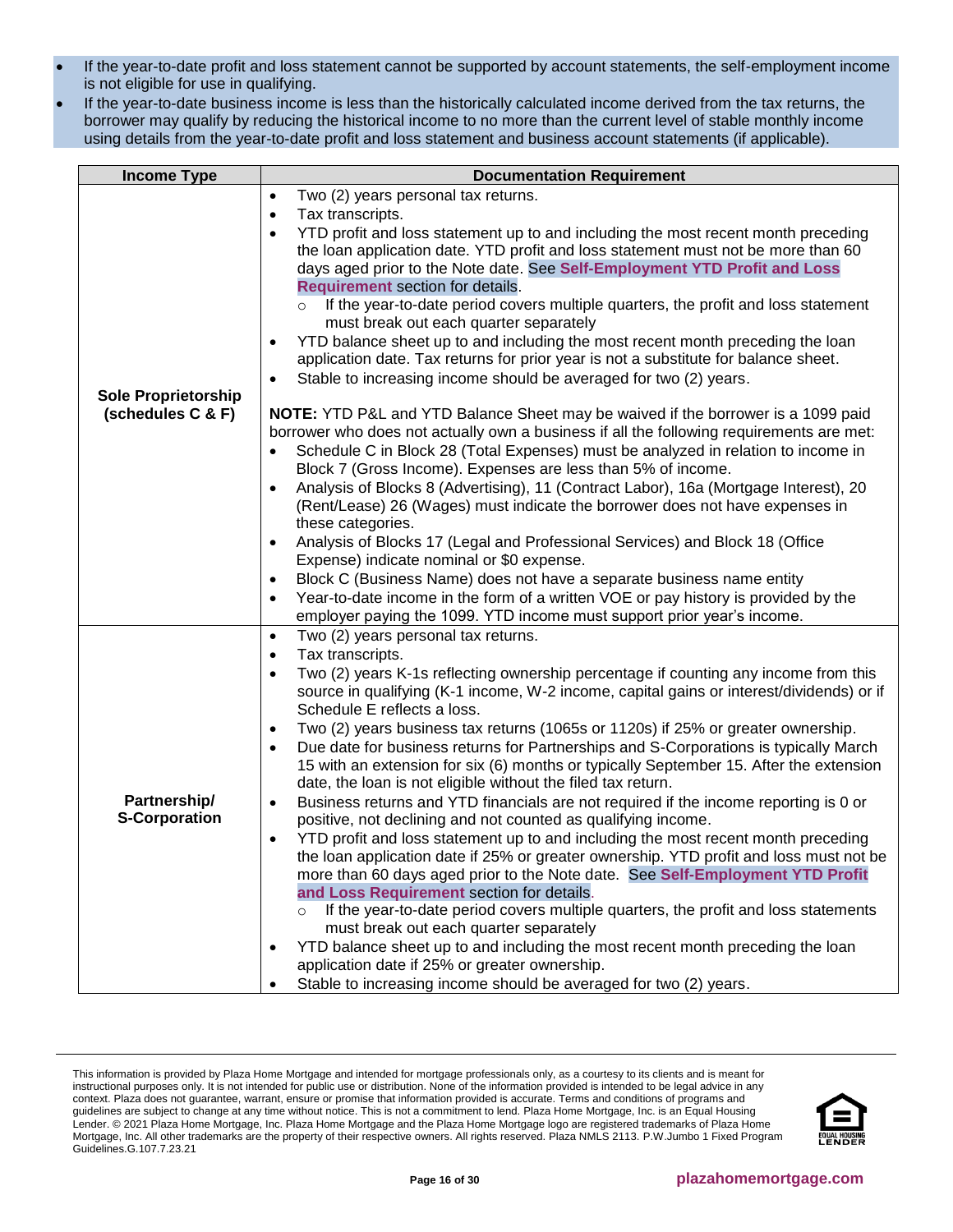- If the year-to-date profit and loss statement cannot be supported by account statements, the self-employment income is not eligible for use in qualifying.
- If the year-to-date business income is less than the historically calculated income derived from the tax returns, the borrower may qualify by reducing the historical income to no more than the current level of stable monthly income using details from the year-to-date profit and loss statement and business account statements (if applicable).

| Income Type | Documentation Requirement |
|---|---|
| **Sole Proprietorship (schedules C & F)** | • Two (2) years personal tax returns.<br>• Tax transcripts.<br>• YTD profit and loss statement up to and including the most recent month preceding the loan application date. YTD profit and loss statement must not be more than 60 days aged prior to the Note date. See **Self-Employment YTD Profit and Loss Requirement** section for details.<br>  ○ If the year-to-date period covers multiple quarters, the profit and loss statement must break out each quarter separately<br>• YTD balance sheet up to and including the most recent month preceding the loan application date. Tax returns for prior year is not a substitute for balance sheet.<br>• Stable to increasing income should be averaged for two (2) years.<br><br>**NOTE:** YTD P&L and YTD Balance Sheet may be waived if the borrower is a 1099 paid borrower who does not actually own a business if all the following requirements are met:<br>• Schedule C in Block 28 (Total Expenses) must be analyzed in relation to income in Block 7 (Gross Income). Expenses are less than 5% of income.<br>• Analysis of Blocks 8 (Advertising), 11 (Contract Labor), 16a (Mortgage Interest), 20 (Rent/Lease) 26 (Wages) must indicate the borrower does not have expenses in these categories.<br>• Analysis of Blocks 17 (Legal and Professional Services) and Block 18 (Office Expense) indicate nominal or $0 expense.<br>• Block C (Business Name) does not have a separate business name entity<br>• Year-to-date income in the form of a written VOE or pay history is provided by the employer paying the 1099. YTD income must support prior year's income. |
| **Partnership/ S-Corporation** | • Two (2) years personal tax returns.<br>• Tax transcripts.<br>• Two (2) years K-1s reflecting ownership percentage if counting any income from this source in qualifying (K-1 income, W-2 income, capital gains or interest/dividends) or if Schedule E reflects a loss.<br>• Two (2) years business tax returns (1065s or 1120s) if 25% or greater ownership.<br>• Due date for business returns for Partnerships and S-Corporations is typically March 15 with an extension for six (6) months or typically September 15. After the extension date, the loan is not eligible without the filed tax return.<br>• Business returns and YTD financials are not required if the income reporting is 0 or positive, not declining and not counted as qualifying income.<br>• YTD profit and loss statement up to and including the most recent month preceding the loan application date if 25% or greater ownership. YTD profit and loss must not be more than 60 days aged prior to the Note date. See **Self-Employment YTD Profit and Loss Requirement** section for details.<br>  ○ If the year-to-date period covers multiple quarters, the profit and loss statements must break out each quarter separately<br>• YTD balance sheet up to and including the most recent month preceding the loan application date if 25% or greater ownership.<br>• Stable to increasing income should be averaged for two (2) years. |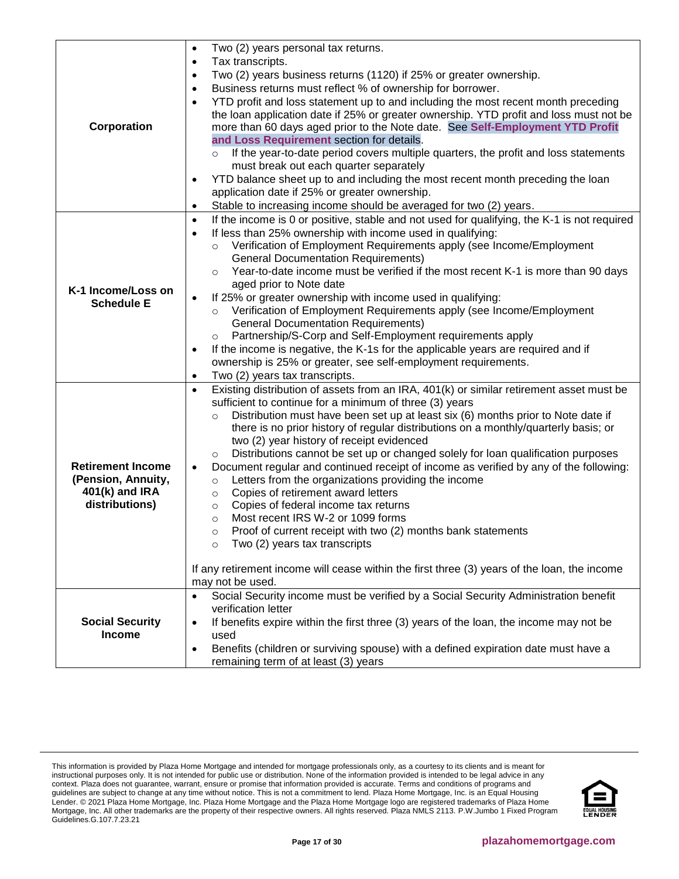| | |
|---|---|
| **Corporation** | • Two (2) years personal tax returns.<br>• Tax transcripts.<br>• Two (2) years business returns (1120) if 25% or greater ownership.<br>• Business returns must reflect % of ownership for borrower.<br>• YTD profit and loss statement up to and including the most recent month preceding the loan application date if 25% or greater ownership. YTD profit and loss must not be more than 60 days aged prior to the Note date. See **Self-Employment YTD Profit and Loss Requirement** section for details.<br>&nbsp;&nbsp;&nbsp;&nbsp;○ If the year-to-date period covers multiple quarters, the profit and loss statements must break out each quarter separately<br>• YTD balance sheet up to and including the most recent month preceding the loan application date if 25% or greater ownership.<br>• Stable to increasing income should be averaged for two (2) years. |
| **K-1 Income/Loss on Schedule E** | • If the income is 0 or positive, stable and not used for qualifying, the K-1 is not required<br>• If less than 25% ownership with income used in qualifying:<br>&nbsp;&nbsp;&nbsp;&nbsp;○ Verification of Employment Requirements apply (see Income/Employment General Documentation Requirements)<br>&nbsp;&nbsp;&nbsp;&nbsp;○ Year-to-date income must be verified if the most recent K-1 is more than 90 days aged prior to Note date<br>• If 25% or greater ownership with income used in qualifying:<br>&nbsp;&nbsp;&nbsp;&nbsp;○ Verification of Employment Requirements apply (see Income/Employment General Documentation Requirements)<br>&nbsp;&nbsp;&nbsp;&nbsp;○ Partnership/S-Corp and Self-Employment requirements apply<br>• If the income is negative, the K-1s for the applicable years are required and if ownership is 25% or greater, see self-employment requirements.<br>• Two (2) years tax transcripts. |
| **Retirement Income (Pension, Annuity, 401(k) and IRA distributions)** | • Existing distribution of assets from an IRA, 401(k) or similar retirement asset must be sufficient to continue for a minimum of three (3) years<br>&nbsp;&nbsp;&nbsp;&nbsp;○ Distribution must have been set up at least six (6) months prior to Note date if there is no prior history of regular distributions on a monthly/quarterly basis; or two (2) year history of receipt evidenced<br>&nbsp;&nbsp;&nbsp;&nbsp;○ Distributions cannot be set up or changed solely for loan qualification purposes<br>• Document regular and continued receipt of income as verified by any of the following:<br>&nbsp;&nbsp;&nbsp;&nbsp;○ Letters from the organizations providing the income<br>&nbsp;&nbsp;&nbsp;&nbsp;○ Copies of retirement award letters<br>&nbsp;&nbsp;&nbsp;&nbsp;○ Copies of federal income tax returns<br>&nbsp;&nbsp;&nbsp;&nbsp;○ Most recent IRS W-2 or 1099 forms<br>&nbsp;&nbsp;&nbsp;&nbsp;○ Proof of current receipt with two (2) months bank statements<br>&nbsp;&nbsp;&nbsp;&nbsp;○ Two (2) years tax transcripts<br><br>If any retirement income will cease within the first three (3) years of the loan, the income may not be used. |
| **Social Security Income** | • Social Security income must be verified by a Social Security Administration benefit verification letter<br>• If benefits expire within the first three (3) years of the loan, the income may not be used<br>• Benefits (children or surviving spouse) with a defined expiration date must have a remaining term of at least (3) years |

This information is provided by Plaza Home Mortgage and intended for mortgage professionals only, as a courtesy to its clients and is meant for instructional purposes only. It is not intended for public use or distribution. None of the information provided is intended to be legal advice in any context. Plaza does not guarantee, warrant, ensure or promise that information provided is accurate. Terms and conditions of programs and guidelines are subject to change at any time without notice. This is not a commitment to lend. Plaza Home Mortgage, Inc. is an Equal Housing Lender. © 2021 Plaza Home Mortgage, Inc. Plaza Home Mortgage and the Plaza Home Mortgage logo are registered trademarks of Plaza Home Mortgage, Inc. All other trademarks are the property of their respective owners. All rights reserved. Plaza NMLS 2113. P.W.Jumbo 1 Fixed Program Guidelines.G.107.7.23.21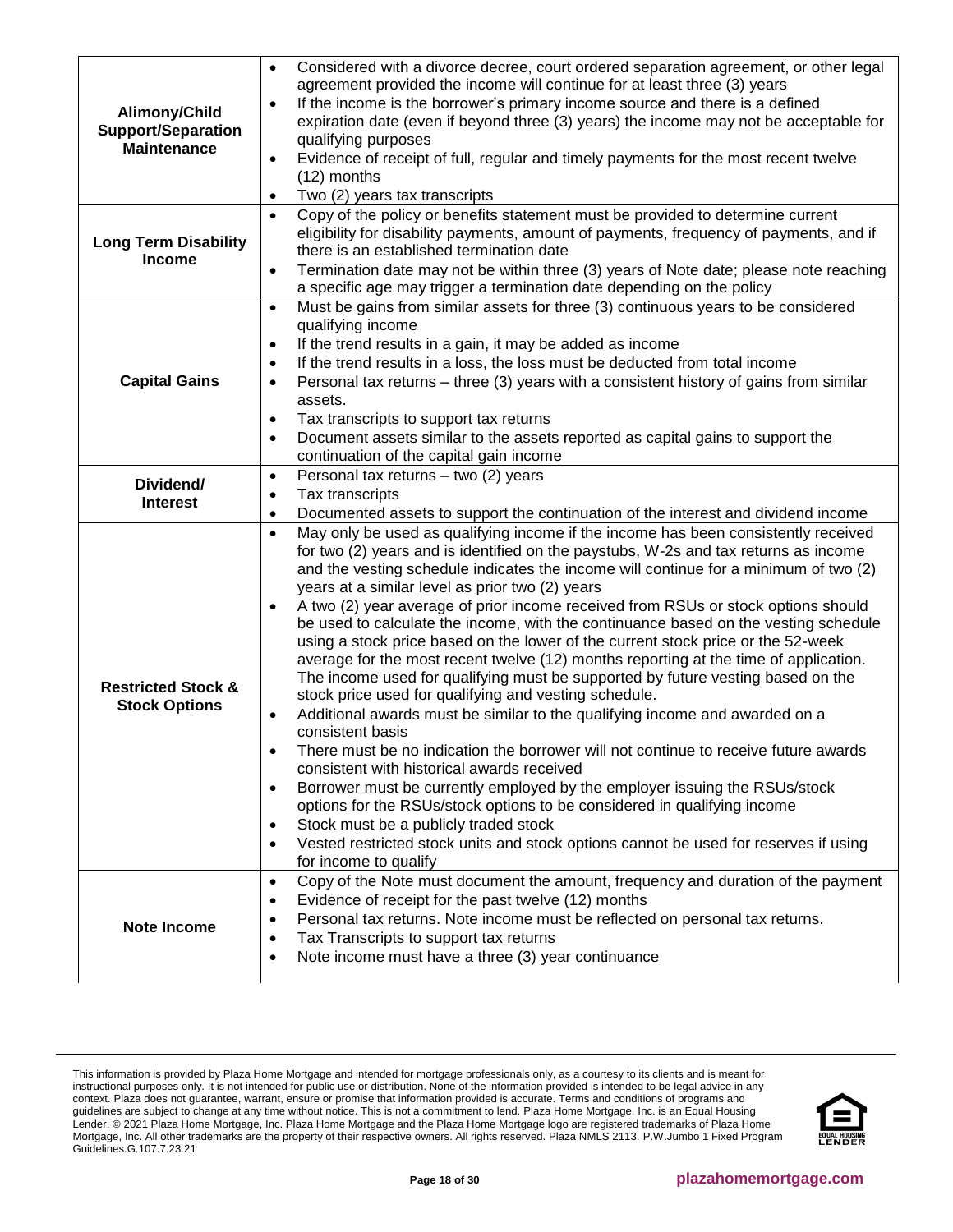| | |
|---|---|
| **Alimony/Child Support/Separation Maintenance** | • Considered with a divorce decree, court ordered separation agreement, or other legal agreement provided the income will continue for at least three (3) years<br>• If the income is the borrower's primary income source and there is a defined expiration date (even if beyond three (3) years) the income may not be acceptable for qualifying purposes<br>• Evidence of receipt of full, regular and timely payments for the most recent twelve (12) months<br>• Two (2) years tax transcripts |
| **Long Term Disability Income** | • Copy of the policy or benefits statement must be provided to determine current eligibility for disability payments, amount of payments, frequency of payments, and if there is an established termination date<br>• Termination date may not be within three (3) years of Note date; please note reaching a specific age may trigger a termination date depending on the policy |
| **Capital Gains** | • Must be gains from similar assets for three (3) continuous years to be considered qualifying income<br>• If the trend results in a gain, it may be added as income<br>• If the trend results in a loss, the loss must be deducted from total income<br>• Personal tax returns – three (3) years with a consistent history of gains from similar assets.<br>• Tax transcripts to support tax returns<br>• Document assets similar to the assets reported as capital gains to support the continuation of the capital gain income |
| **Dividend/ Interest** | • Personal tax returns – two (2) years<br>• Tax transcripts<br>• Documented assets to support the continuation of the interest and dividend income |
| **Restricted Stock & Stock Options** | • May only be used as qualifying income if the income has been consistently received for two (2) years and is identified on the paystubs, W-2s and tax returns as income and the vesting schedule indicates the income will continue for a minimum of two (2) years at a similar level as prior two (2) years<br>• A two (2) year average of prior income received from RSUs or stock options should be used to calculate the income, with the continuance based on the vesting schedule using a stock price based on the lower of the current stock price or the 52-week average for the most recent twelve (12) months reporting at the time of application. The income used for qualifying must be supported by future vesting based on the stock price used for qualifying and vesting schedule.<br>• Additional awards must be similar to the qualifying income and awarded on a consistent basis<br>• There must be no indication the borrower will not continue to receive future awards consistent with historical awards received<br>• Borrower must be currently employed by the employer issuing the RSUs/stock options for the RSUs/stock options to be considered in qualifying income<br>• Stock must be a publicly traded stock<br>• Vested restricted stock units and stock options cannot be used for reserves if using for income to qualify |
| **Note Income** | • Copy of the Note must document the amount, frequency and duration of the payment<br>• Evidence of receipt for the past twelve (12) months<br>• Personal tax returns. Note income must be reflected on personal tax returns.<br>• Tax Transcripts to support tax returns<br>• Note income must have a three (3) year continuance |

This information is provided by Plaza Home Mortgage and intended for mortgage professionals only, as a courtesy to its clients and is meant for instructional purposes only. It is not intended for public use or distribution. None of the information provided is intended to be legal advice in any context. Plaza does not guarantee, warrant, ensure or promise that information provided is accurate. Terms and conditions of programs and guidelines are subject to change at any time without notice. This is not a commitment to lend. Plaza Home Mortgage, Inc. is an Equal Housing Lender. © 2021 Plaza Home Mortgage, Inc. Plaza Home Mortgage and the Plaza Home Mortgage logo are registered trademarks of Plaza Home Mortgage, Inc. All other trademarks are the property of their respective owners. All rights reserved. Plaza NMLS 2113. P.W.Jumbo 1 Fixed Program Guidelines.G.107.7.23.21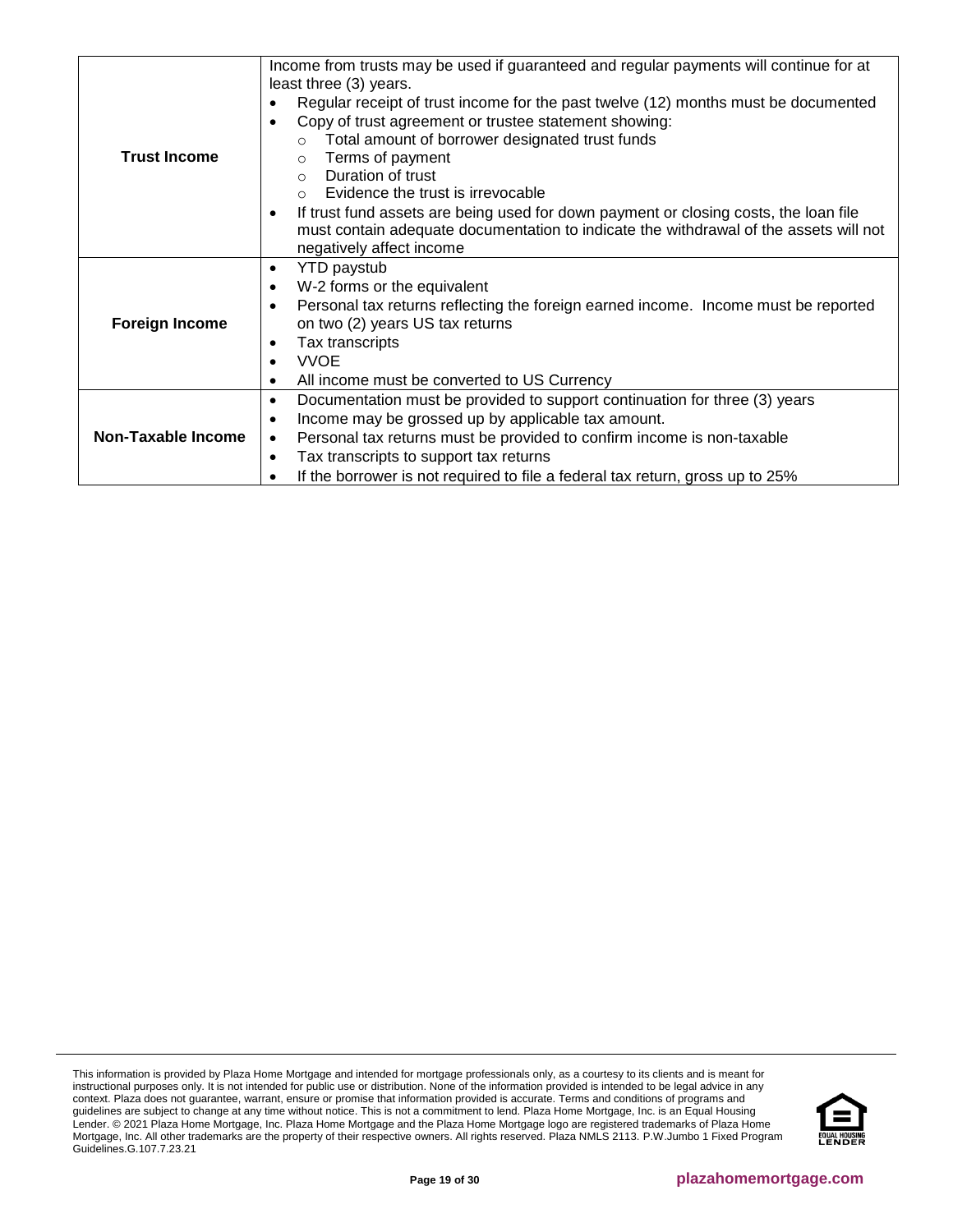| | |
|---|---|
| **Trust Income** | Income from trusts may be used if guaranteed and regular payments will continue for at least three (3) years.<br>• Regular receipt of trust income for the past twelve (12) months must be documented<br>• Copy of trust agreement or trustee statement showing:<br>&nbsp;&nbsp;&nbsp;&nbsp;○ Total amount of borrower designated trust funds<br>&nbsp;&nbsp;&nbsp;&nbsp;○ Terms of payment<br>&nbsp;&nbsp;&nbsp;&nbsp;○ Duration of trust<br>&nbsp;&nbsp;&nbsp;&nbsp;○ Evidence the trust is irrevocable<br>• If trust fund assets are being used for down payment or closing costs, the loan file must contain adequate documentation to indicate the withdrawal of the assets will not negatively affect income |
| **Foreign Income** | • YTD paystub<br>• W-2 forms or the equivalent<br>• Personal tax returns reflecting the foreign earned income. Income must be reported on two (2) years US tax returns<br>• Tax transcripts<br>• VVOE<br>• All income must be converted to US Currency |
| **Non-Taxable Income** | • Documentation must be provided to support continuation for three (3) years<br>• Income may be grossed up by applicable tax amount.<br>• Personal tax returns must be provided to confirm income is non-taxable<br>• Tax transcripts to support tax returns<br>• If the borrower is not required to file a federal tax return, gross up to 25% |

This information is provided by Plaza Home Mortgage and intended for mortgage professionals only, as a courtesy to its clients and is meant for instructional purposes only. It is not intended for public use or distribution. None of the information provided is intended to be legal advice in any context. Plaza does not guarantee, warrant, ensure or promise that information provided is accurate. Terms and conditions of programs and guidelines are subject to change at any time without notice. This is not a commitment to lend. Plaza Home Mortgage, Inc. is an Equal Housing Lender. © 2021 Plaza Home Mortgage, Inc. Plaza Home Mortgage and the Plaza Home Mortgage logo are registered trademarks of Plaza Home Mortgage, Inc. All other trademarks are the property of their respective owners. All rights reserved. Plaza NMLS 2113. P.W.Jumbo 1 Fixed Program Guidelines.G.107.7.23.21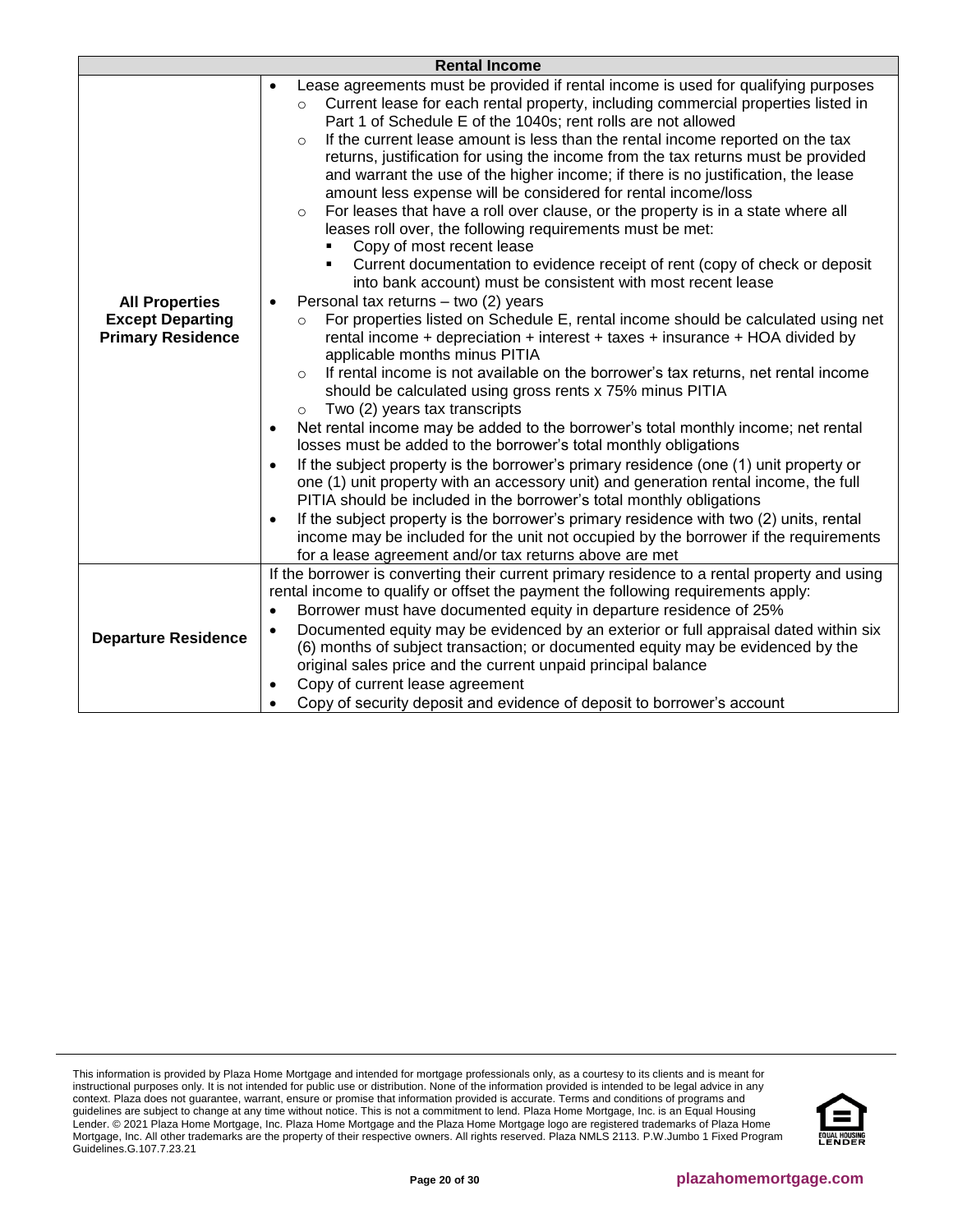| Rental Income | |
|---|---|
| **All Properties Except Departing Primary Residence** | • Lease agreements must be provided if rental income is used for qualifying purposes<br>&nbsp;&nbsp;○ Current lease for each rental property, including commercial properties listed in Part 1 of Schedule E of the 1040s; rent rolls are not allowed<br>&nbsp;&nbsp;○ If the current lease amount is less than the rental income reported on the tax returns, justification for using the income from the tax returns must be provided and warrant the use of the higher income; if there is no justification, the lease amount less expense will be considered for rental income/loss<br>&nbsp;&nbsp;○ For leases that have a roll over clause, or the property is in a state where all leases roll over, the following requirements must be met:<br>&nbsp;&nbsp;&nbsp;&nbsp;▪ Copy of most recent lease<br>&nbsp;&nbsp;&nbsp;&nbsp;▪ Current documentation to evidence receipt of rent (copy of check or deposit into bank account) must be consistent with most recent lease<br>• Personal tax returns – two (2) years<br>&nbsp;&nbsp;○ For properties listed on Schedule E, rental income should be calculated using net rental income + depreciation + interest + taxes + insurance + HOA divided by applicable months minus PITIA<br>&nbsp;&nbsp;○ If rental income is not available on the borrower's tax returns, net rental income should be calculated using gross rents x 75% minus PITIA<br>&nbsp;&nbsp;○ Two (2) years tax transcripts<br>• Net rental income may be added to the borrower's total monthly income; net rental losses must be added to the borrower's total monthly obligations<br>• If the subject property is the borrower's primary residence (one (1) unit property or one (1) unit property with an accessory unit) and generation rental income, the full PITIA should be included in the borrower's total monthly obligations<br>• If the subject property is the borrower's primary residence with two (2) units, rental income may be included for the unit not occupied by the borrower if the requirements for a lease agreement and/or tax returns above are met |
| **Departure Residence** | If the borrower is converting their current primary residence to a rental property and using rental income to qualify or offset the payment the following requirements apply:<br>• Borrower must have documented equity in departure residence of 25%<br>• Documented equity may be evidenced by an exterior or full appraisal dated within six (6) months of subject transaction; or documented equity may be evidenced by the original sales price and the current unpaid principal balance<br>• Copy of current lease agreement<br>• Copy of security deposit and evidence of deposit to borrower's account |

This information is provided by Plaza Home Mortgage and intended for mortgage professionals only, as a courtesy to its clients and is meant for instructional purposes only. It is not intended for public use or distribution. None of the information provided is intended to be legal advice in any context. Plaza does not guarantee, warrant, ensure or promise that information provided is accurate. Terms and conditions of programs and guidelines are subject to change at any time without notice. This is not a commitment to lend. Plaza Home Mortgage, Inc. is an Equal Housing Lender. © 2021 Plaza Home Mortgage, Inc. Plaza Home Mortgage and the Plaza Home Mortgage logo are registered trademarks of Plaza Home Mortgage, Inc. All other trademarks are the property of their respective owners. All rights reserved. Plaza NMLS 2113. P.W.Jumbo 1 Fixed Program Guidelines.G.107.7.23.21

plazahomemortgage.com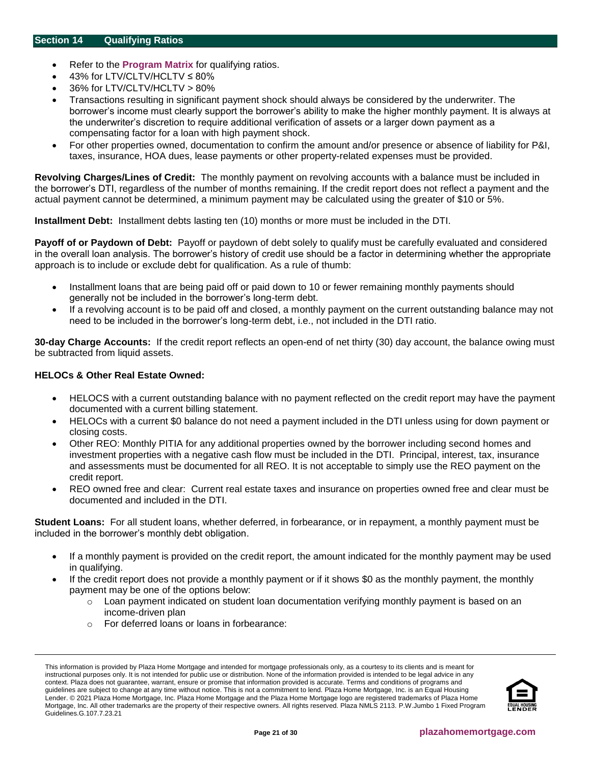## Section 14 Qualifying Ratios

- Refer to the **Program Matrix** for qualifying ratios.
- 43% for LTV/CLTV/HCLTV ≤ 80%
- 36% for LTV/CLTV/HCLTV > 80%
- Transactions resulting in significant payment shock should always be considered by the underwriter. The borrower's income must clearly support the borrower's ability to make the higher monthly payment. It is always at the underwriter's discretion to require additional verification of assets or a larger down payment as a compensating factor for a loan with high payment shock.
- For other properties owned, documentation to confirm the amount and/or presence or absence of liability for P&I, taxes, insurance, HOA dues, lease payments or other property-related expenses must be provided.

**Revolving Charges/Lines of Credit:** The monthly payment on revolving accounts with a balance must be included in the borrower's DTI, regardless of the number of months remaining. If the credit report does not reflect a payment and the actual payment cannot be determined, a minimum payment may be calculated using the greater of $10 or 5%.

**Installment Debt:** Installment debts lasting ten (10) months or more must be included in the DTI.

**Payoff of or Paydown of Debt:** Payoff or paydown of debt solely to qualify must be carefully evaluated and considered in the overall loan analysis. The borrower's history of credit use should be a factor in determining whether the appropriate approach is to include or exclude debt for qualification. As a rule of thumb:

- Installment loans that are being paid off or paid down to 10 or fewer remaining monthly payments should generally not be included in the borrower's long-term debt.
- If a revolving account is to be paid off and closed, a monthly payment on the current outstanding balance may not need to be included in the borrower's long-term debt, i.e., not included in the DTI ratio.

**30-day Charge Accounts:** If the credit report reflects an open-end of net thirty (30) day account, the balance owing must be subtracted from liquid assets.

**HELOCs & Other Real Estate Owned:**

- HELOCS with a current outstanding balance with no payment reflected on the credit report may have the payment documented with a current billing statement.
- HELOCs with a current $0 balance do not need a payment included in the DTI unless using for down payment or closing costs.
- Other REO: Monthly PITIA for any additional properties owned by the borrower including second homes and investment properties with a negative cash flow must be included in the DTI. Principal, interest, tax, insurance and assessments must be documented for all REO. It is not acceptable to simply use the REO payment on the credit report.
- REO owned free and clear: Current real estate taxes and insurance on properties owned free and clear must be documented and included in the DTI.

**Student Loans:** For all student loans, whether deferred, in forbearance, or in repayment, a monthly payment must be included in the borrower's monthly debt obligation.

- If a monthly payment is provided on the credit report, the amount indicated for the monthly payment may be used in qualifying.
- If the credit report does not provide a monthly payment or if it shows $0 as the monthly payment, the monthly payment may be one of the options below:
  - Loan payment indicated on student loan documentation verifying monthly payment is based on an income-driven plan
  - For deferred loans or loans in forbearance:

This information is provided by Plaza Home Mortgage and intended for mortgage professionals only, as a courtesy to its clients and is meant for instructional purposes only. It is not intended for public use or distribution. None of the information provided is intended to be legal advice in any context. Plaza does not guarantee, warrant, ensure or promise that information provided is accurate. Terms and conditions of programs and guidelines are subject to change at any time without notice. This is not a commitment to lend. Plaza Home Mortgage, Inc. is an Equal Housing Lender. © 2021 Plaza Home Mortgage, Inc. Plaza Home Mortgage and the Plaza Home Mortgage logo are registered trademarks of Plaza Home Mortgage, Inc. All other trademarks are the property of their respective owners. All rights reserved. Plaza NMLS 2113. P.W.Jumbo 1 Fixed Program Guidelines.G.107.7.23.21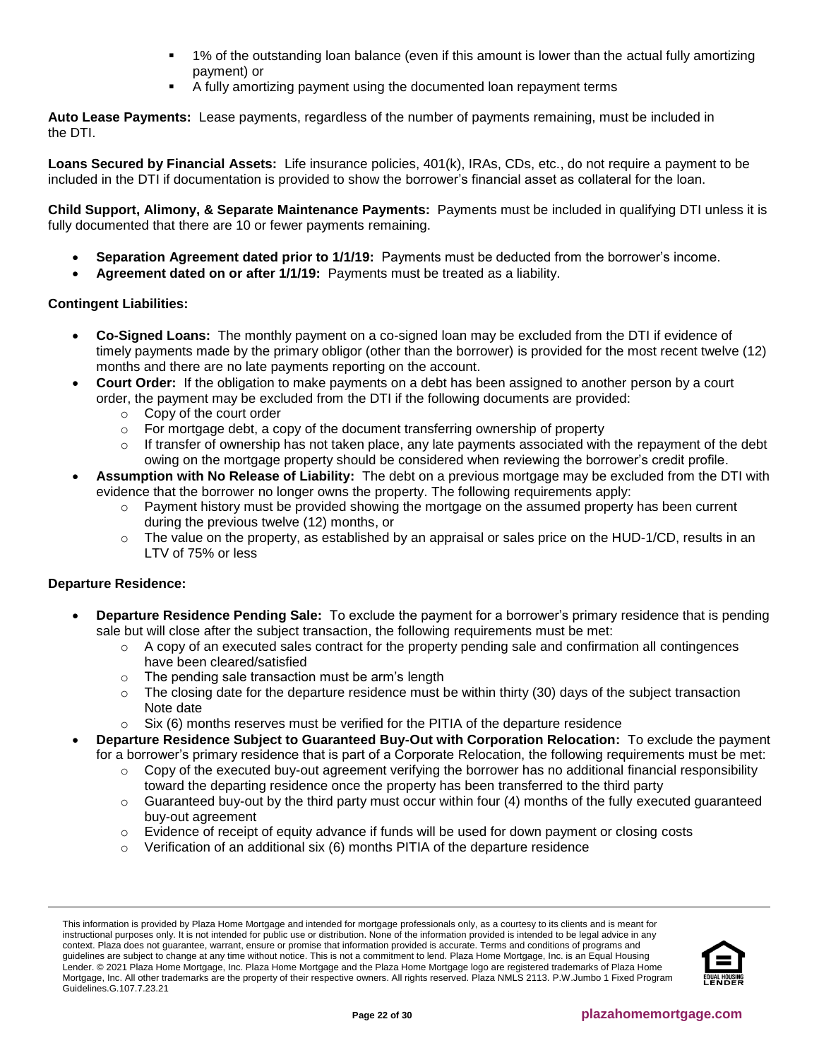- 1% of the outstanding loan balance (even if this amount is lower than the actual fully amortizing payment) or
- A fully amortizing payment using the documented loan repayment terms

**Auto Lease Payments:** Lease payments, regardless of the number of payments remaining, must be included in the DTI.

**Loans Secured by Financial Assets:** Life insurance policies, 401(k), IRAs, CDs, etc., do not require a payment to be included in the DTI if documentation is provided to show the borrower's financial asset as collateral for the loan.

**Child Support, Alimony, & Separate Maintenance Payments:** Payments must be included in qualifying DTI unless it is fully documented that there are 10 or fewer payments remaining.

- **Separation Agreement dated prior to 1/1/19:** Payments must be deducted from the borrower's income.
- **Agreement dated on or after 1/1/19:** Payments must be treated as a liability.

**Contingent Liabilities:**

- **Co-Signed Loans:** The monthly payment on a co-signed loan may be excluded from the DTI if evidence of timely payments made by the primary obligor (other than the borrower) is provided for the most recent twelve (12) months and there are no late payments reporting on the account.
- **Court Order:** If the obligation to make payments on a debt has been assigned to another person by a court order, the payment may be excluded from the DTI if the following documents are provided:
  - Copy of the court order
  - For mortgage debt, a copy of the document transferring ownership of property
  - If transfer of ownership has not taken place, any late payments associated with the repayment of the debt owing on the mortgage property should be considered when reviewing the borrower's credit profile.
- **Assumption with No Release of Liability:** The debt on a previous mortgage may be excluded from the DTI with evidence that the borrower no longer owns the property. The following requirements apply:
  - Payment history must be provided showing the mortgage on the assumed property has been current during the previous twelve (12) months, or
  - The value on the property, as established by an appraisal or sales price on the HUD-1/CD, results in an LTV of 75% or less

**Departure Residence:**

- **Departure Residence Pending Sale:** To exclude the payment for a borrower's primary residence that is pending sale but will close after the subject transaction, the following requirements must be met:
  - A copy of an executed sales contract for the property pending sale and confirmation all contingences have been cleared/satisfied
  - The pending sale transaction must be arm's length
  - The closing date for the departure residence must be within thirty (30) days of the subject transaction Note date
  - Six (6) months reserves must be verified for the PITIA of the departure residence
- **Departure Residence Subject to Guaranteed Buy-Out with Corporation Relocation:** To exclude the payment for a borrower's primary residence that is part of a Corporate Relocation, the following requirements must be met:
  - Copy of the executed buy-out agreement verifying the borrower has no additional financial responsibility toward the departing residence once the property has been transferred to the third party
  - Guaranteed buy-out by the third party must occur within four (4) months of the fully executed guaranteed buy-out agreement
  - Evidence of receipt of equity advance if funds will be used for down payment or closing costs
  - Verification of an additional six (6) months PITIA of the departure residence

This information is provided by Plaza Home Mortgage and intended for mortgage professionals only, as a courtesy to its clients and is meant for instructional purposes only. It is not intended for public use or distribution. None of the information provided is intended to be legal advice in any context. Plaza does not guarantee, warrant, ensure or promise that information provided is accurate. Terms and conditions of programs and guidelines are subject to change at any time without notice. This is not a commitment to lend. Plaza Home Mortgage, Inc. is an Equal Housing Lender. © 2021 Plaza Home Mortgage, Inc. Plaza Home Mortgage and the Plaza Home Mortgage logo are registered trademarks of Plaza Home Mortgage, Inc. All other trademarks are the property of their respective owners. All rights reserved. Plaza NMLS 2113. P.W.Jumbo 1 Fixed Program Guidelines.G.107.7.23.21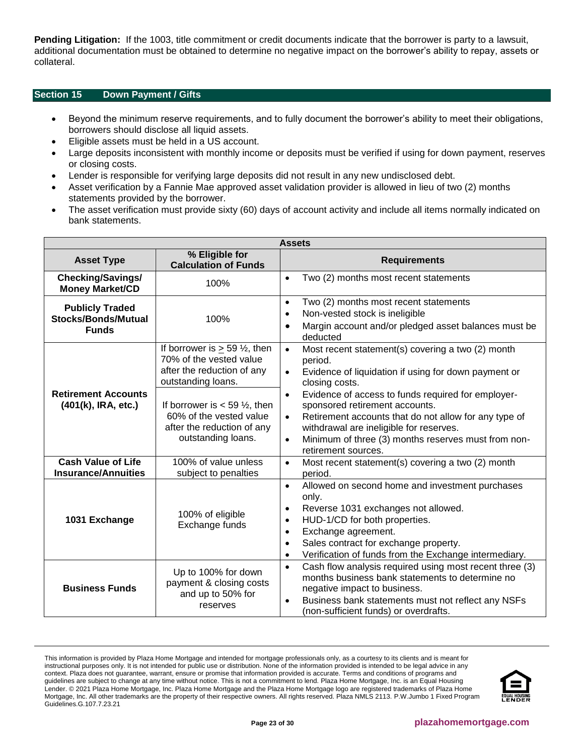**Pending Litigation:** If the 1003, title commitment or credit documents indicate that the borrower is party to a lawsuit, additional documentation must be obtained to determine no negative impact on the borrower's ability to repay, assets or collateral.

## Section 15 Down Payment / Gifts

- Beyond the minimum reserve requirements, and to fully document the borrower's ability to meet their obligations, borrowers should disclose all liquid assets.
- Eligible assets must be held in a US account.
- Large deposits inconsistent with monthly income or deposits must be verified if using for down payment, reserves or closing costs.
- Lender is responsible for verifying large deposits did not result in any new undisclosed debt.
- Asset verification by a Fannie Mae approved asset validation provider is allowed in lieu of two (2) months statements provided by the borrower.
- The asset verification must provide sixty (60) days of account activity and include all items normally indicated on bank statements.

| Assets | | |
|---|---|---|
| **Asset Type** | **% Eligible for Calculation of Funds** | **Requirements** |
| **Checking/Savings/ Money Market/CD** | 100% | • Two (2) months most recent statements |
| **Publicly Traded Stocks/Bonds/Mutual Funds** | 100% | • Two (2) months most recent statements<br>• Non-vested stock is ineligible<br>• Margin account and/or pledged asset balances must be deducted |
| **Retirement Accounts (401(k), IRA, etc.)** | If borrower is ≥ 59 ½, then 70% of the vested value after the reduction of any outstanding loans.<br><br>If borrower is < 59 ½, then 60% of the vested value after the reduction of any outstanding loans. | • Most recent statement(s) covering a two (2) month period.<br>• Evidence of liquidation if using for down payment or closing costs.<br>• Evidence of access to funds required for employer-sponsored retirement accounts.<br>• Retirement accounts that do not allow for any type of withdrawal are ineligible for reserves.<br>• Minimum of three (3) months reserves must from non-retirement sources. |
| **Cash Value of Life Insurance/Annuities** | 100% of value unless subject to penalties | • Most recent statement(s) covering a two (2) month period. |
| **1031 Exchange** | 100% of eligible Exchange funds | • Allowed on second home and investment purchases only.<br>• Reverse 1031 exchanges not allowed.<br>• HUD-1/CD for both properties.<br>• Exchange agreement.<br>• Sales contract for exchange property.<br>• Verification of funds from the Exchange intermediary. |
| **Business Funds** | Up to 100% for down payment & closing costs and up to 50% for reserves | • Cash flow analysis required using most recent three (3) months business bank statements to determine no negative impact to business.<br>• Business bank statements must not reflect any NSFs (non-sufficient funds) or overdrafts. |

This information is provided by Plaza Home Mortgage and intended for mortgage professionals only, as a courtesy to its clients and is meant for instructional purposes only. It is not intended for public use or distribution. None of the information provided is intended to be legal advice in any context. Plaza does not guarantee, warrant, ensure or promise that information provided is accurate. Terms and conditions of programs and guidelines are subject to change at any time without notice. This is not a commitment to lend. Plaza Home Mortgage, Inc. is an Equal Housing Lender. © 2021 Plaza Home Mortgage, Inc. Plaza Home Mortgage and the Plaza Home Mortgage logo are registered trademarks of Plaza Home Mortgage, Inc. All other trademarks are the property of their respective owners. All rights reserved. Plaza NMLS 2113. P.W.Jumbo 1 Fixed Program Guidelines.G.107.7.23.21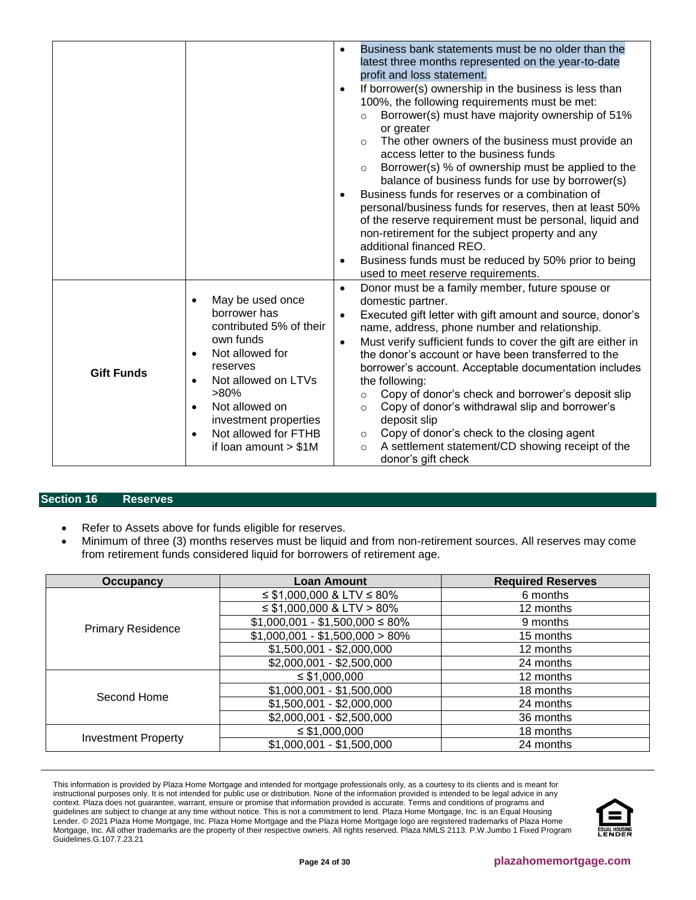| | | <ul><li>Business bank statements must be no older than the latest three months represented on the year-to-date profit and loss statement.</li><li>If borrower(s) ownership in the business is less than 100%, the following requirements must be met:<ul><li>Borrower(s) must have majority ownership of 51% or greater</li><li>The other owners of the business must provide an access letter to the business funds</li><li>Borrower(s) % of ownership must be applied to the balance of business funds for use by borrower(s)</li></ul></li><li>Business funds for reserves or a combination of personal/business funds for reserves, then at least 50% of the reserve requirement must be personal, liquid and non-retirement for the subject property and any additional financed REO.</li><li>Business funds must be reduced by 50% prior to being used to meet reserve requirements.</li></ul> |
|---|---|---|
| **Gift Funds** | <ul><li>May be used once borrower has contributed 5% of their own funds</li><li>Not allowed for reserves</li><li>Not allowed on LTVs >80%</li><li>Not allowed on investment properties</li><li>Not allowed for FTHB if loan amount > $1M</li></ul> | <ul><li>Donor must be a family member, future spouse or domestic partner.</li><li>Executed gift letter with gift amount and source, donor's name, address, phone number and relationship.</li><li>Must verify sufficient funds to cover the gift are either in the donor's account or have been transferred to the borrower's account. Acceptable documentation includes the following:<ul><li>Copy of donor's check and borrower's deposit slip</li><li>Copy of donor's withdrawal slip and borrower's deposit slip</li><li>Copy of donor's check to the closing agent</li><li>A settlement statement/CD showing receipt of the donor's gift check</li></ul></li></ul> |

## Section 16 Reserves

- Refer to Assets above for funds eligible for reserves.
- Minimum of three (3) months reserves must be liquid and from non-retirement sources. All reserves may come from retirement funds considered liquid for borrowers of retirement age.

| Occupancy | Loan Amount | Required Reserves |
|---|---|---|
| Primary Residence | ≤ $1,000,000 & LTV ≤ 80% | 6 months |
| | ≤ $1,000,000 & LTV > 80% | 12 months |
| | $1,000,001 - $1,500,000 ≤ 80% | 9 months |
| | $1,000,001 - $1,500,000 > 80% | 15 months |
| | $1,500,001 - $2,000,000 | 12 months |
| | $2,000,001 - $2,500,000 | 24 months |
| Second Home | ≤ $1,000,000 | 12 months |
| | $1,000,001 - $1,500,000 | 18 months |
| | $1,500,001 - $2,000,000 | 24 months |
| | $2,000,001 - $2,500,000 | 36 months |
| Investment Property | ≤ $1,000,000 | 18 months |
| | $1,000,001 - $1,500,000 | 24 months |

This information is provided by Plaza Home Mortgage and intended for mortgage professionals only, as a courtesy to its clients and is meant for instructional purposes only. It is not intended for public use or distribution. None of the information provided is intended to be legal advice in any context. Plaza does not guarantee, warrant, ensure or promise that information provided is accurate. Terms and conditions of programs and guidelines are subject to change at any time without notice. This is not a commitment to lend. Plaza Home Mortgage, Inc. is an Equal Housing Lender. © 2021 Plaza Home Mortgage, Inc. Plaza Home Mortgage and the Plaza Home Mortgage logo are registered trademarks of Plaza Home Mortgage, Inc. All other trademarks are the property of their respective owners. All rights reserved. Plaza NMLS 2113. P.W.Jumbo 1 Fixed Program Guidelines.G.107.7.23.21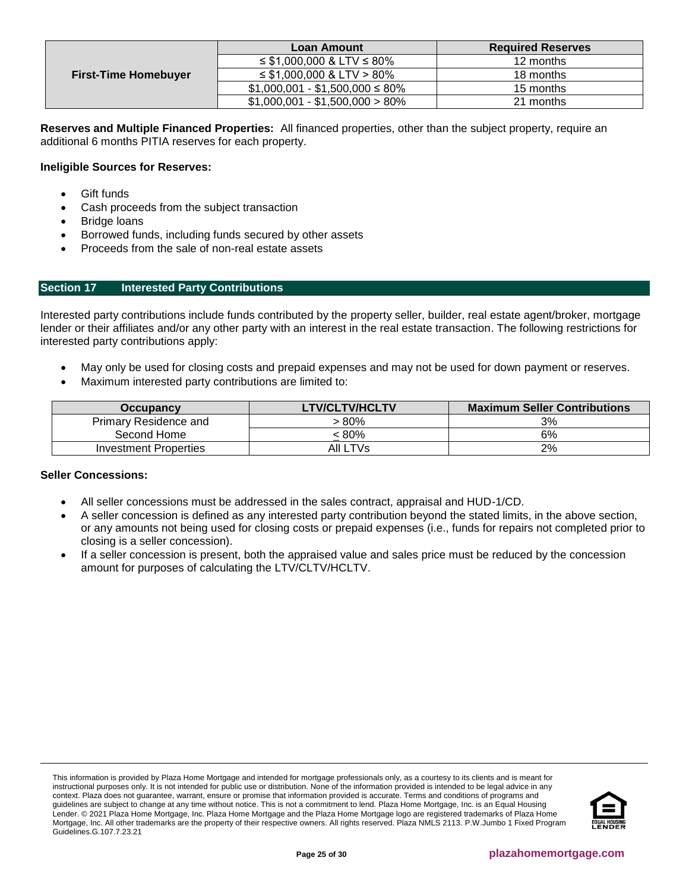| | Loan Amount | Required Reserves |
|---|---|---|
| First-Time Homebuyer | ≤ $1,000,000 & LTV ≤ 80% | 12 months |
| | ≤ $1,000,000 & LTV > 80% | 18 months |
| | $1,000,001 - $1,500,000 ≤ 80% | 15 months |
| | $1,000,001 - $1,500,000 > 80% | 21 months |

**Reserves and Multiple Financed Properties:** All financed properties, other than the subject property, require an additional 6 months PITIA reserves for each property.

**Ineligible Sources for Reserves:**

- Gift funds
- Cash proceeds from the subject transaction
- Bridge loans
- Borrowed funds, including funds secured by other assets
- Proceeds from the sale of non-real estate assets

## Section 17 Interested Party Contributions

Interested party contributions include funds contributed by the property seller, builder, real estate agent/broker, mortgage lender or their affiliates and/or any other party with an interest in the real estate transaction. The following restrictions for interested party contributions apply:

- May only be used for closing costs and prepaid expenses and may not be used for down payment or reserves.
- Maximum interested party contributions are limited to:

| Occupancy | LTV/CLTV/HCLTV | Maximum Seller Contributions |
|---|---|---|
| Primary Residence and Second Home | > 80% | 3% |
| | ≤ 80% | 6% |
| Investment Properties | All LTVs | 2% |

**Seller Concessions:**

- All seller concessions must be addressed in the sales contract, appraisal and HUD-1/CD.
- A seller concession is defined as any interested party contribution beyond the stated limits, in the above section, or any amounts not being used for closing costs or prepaid expenses (i.e., funds for repairs not completed prior to closing is a seller concession).
- If a seller concession is present, both the appraised value and sales price must be reduced by the concession amount for purposes of calculating the LTV/CLTV/HCLTV.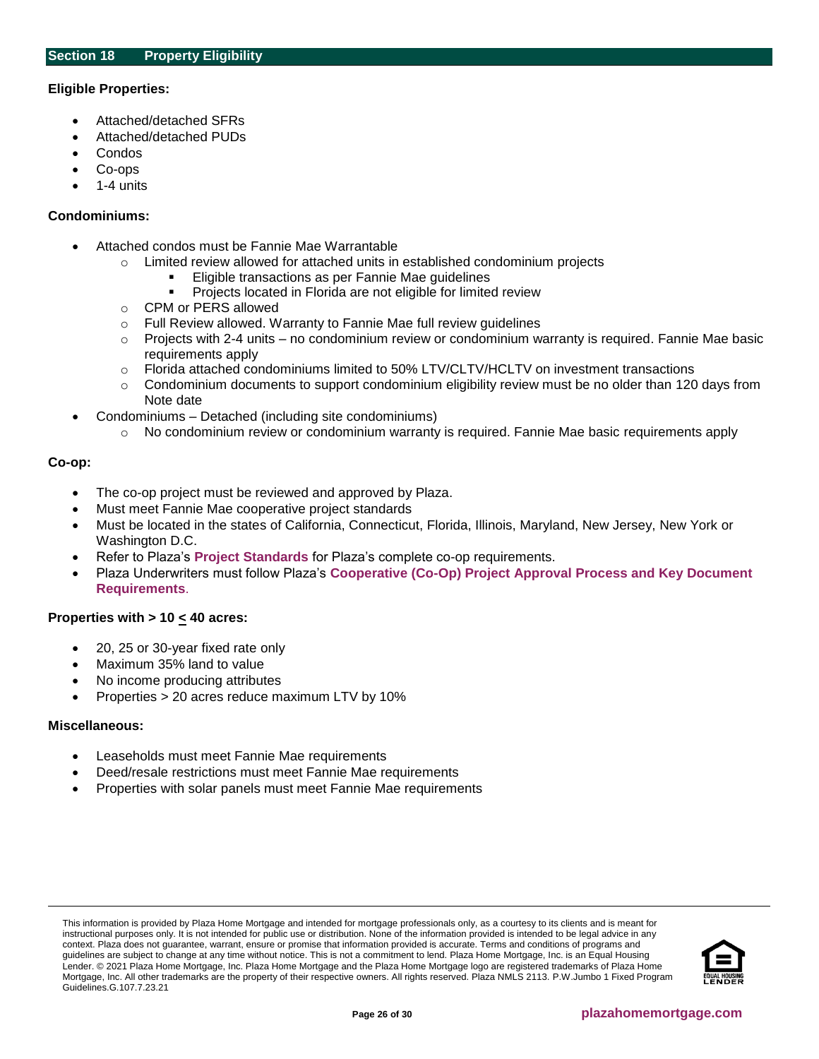## Section 18 Property Eligibility

**Eligible Properties:**

- Attached/detached SFRs
- Attached/detached PUDs
- Condos
- Co-ops
- 1-4 units

**Condominiums:**

- Attached condos must be Fannie Mae Warrantable
  - Limited review allowed for attached units in established condominium projects
    - Eligible transactions as per Fannie Mae guidelines
    - Projects located in Florida are not eligible for limited review
  - CPM or PERS allowed
  - Full Review allowed. Warranty to Fannie Mae full review guidelines
  - Projects with 2-4 units – no condominium review or condominium warranty is required. Fannie Mae basic requirements apply
  - Florida attached condominiums limited to 50% LTV/CLTV/HCLTV on investment transactions
  - Condominium documents to support condominium eligibility review must be no older than 120 days from Note date
- Condominiums – Detached (including site condominiums)
  - No condominium review or condominium warranty is required. Fannie Mae basic requirements apply

**Co-op:**

- The co-op project must be reviewed and approved by Plaza.
- Must meet Fannie Mae cooperative project standards
- Must be located in the states of California, Connecticut, Florida, Illinois, Maryland, New Jersey, New York or Washington D.C.
- Refer to Plaza's **Project Standards** for Plaza's complete co-op requirements.
- Plaza Underwriters must follow Plaza's **Cooperative (Co-Op) Project Approval Process and Key Document Requirements**.

**Properties with > 10 ≤ 40 acres:**

- 20, 25 or 30-year fixed rate only
- Maximum 35% land to value
- No income producing attributes
- Properties > 20 acres reduce maximum LTV by 10%

**Miscellaneous:**

- Leaseholds must meet Fannie Mae requirements
- Deed/resale restrictions must meet Fannie Mae requirements
- Properties with solar panels must meet Fannie Mae requirements

This information is provided by Plaza Home Mortgage and intended for mortgage professionals only, as a courtesy to its clients and is meant for instructional purposes only. It is not intended for public use or distribution. None of the information provided is intended to be legal advice in any context. Plaza does not guarantee, warrant, ensure or promise that information provided is accurate. Terms and conditions of programs and guidelines are subject to change at any time without notice. This is not a commitment to lend. Plaza Home Mortgage, Inc. is an Equal Housing Lender. © 2021 Plaza Home Mortgage, Inc. Plaza Home Mortgage and the Plaza Home Mortgage logo are registered trademarks of Plaza Home Mortgage, Inc. All other trademarks are the property of their respective owners. All rights reserved. Plaza NMLS 2113. P.W.Jumbo 1 Fixed Program Guidelines.G.107.7.23.21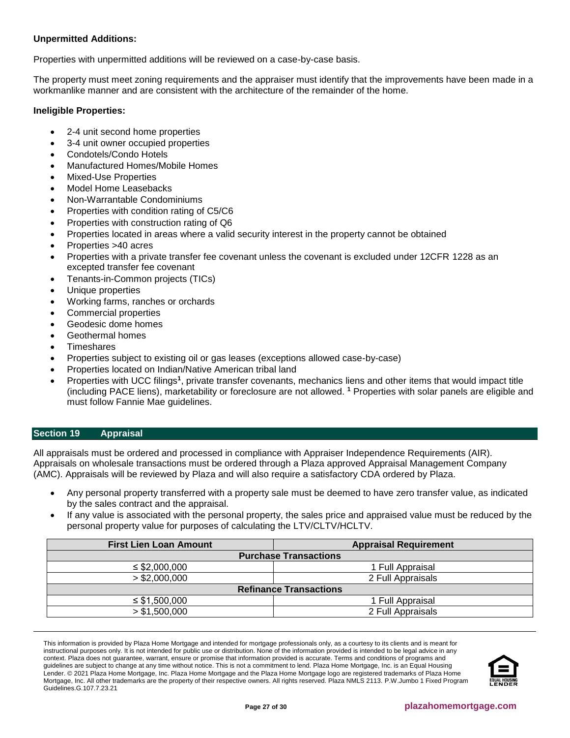**Unpermitted Additions:**

Properties with unpermitted additions will be reviewed on a case-by-case basis.

The property must meet zoning requirements and the appraiser must identify that the improvements have been made in a workmanlike manner and are consistent with the architecture of the remainder of the home.

**Ineligible Properties:**

- 2-4 unit second home properties
- 3-4 unit owner occupied properties
- Condotels/Condo Hotels
- Manufactured Homes/Mobile Homes
- Mixed-Use Properties
- Model Home Leasebacks
- Non-Warrantable Condominiums
- Properties with condition rating of C5/C6
- Properties with construction rating of Q6
- Properties located in areas where a valid security interest in the property cannot be obtained
- Properties >40 acres
- Properties with a private transfer fee covenant unless the covenant is excluded under 12CFR 1228 as an excepted transfer fee covenant
- Tenants-in-Common projects (TICs)
- Unique properties
- Working farms, ranches or orchards
- Commercial properties
- Geodesic dome homes
- Geothermal homes
- Timeshares
- Properties subject to existing oil or gas leases (exceptions allowed case-by-case)
- Properties located on Indian/Native American tribal land
- Properties with UCC filings[1], private transfer covenants, mechanics liens and other items that would impact title (including PACE liens), marketability or foreclosure are not allowed. [1] Properties with solar panels are eligible and must follow Fannie Mae guidelines.

## Section 19 Appraisal

All appraisals must be ordered and processed in compliance with Appraiser Independence Requirements (AIR). Appraisals on wholesale transactions must be ordered through a Plaza approved Appraisal Management Company (AMC). Appraisals will be reviewed by Plaza and will also require a satisfactory CDA ordered by Plaza.

- Any personal property transferred with a property sale must be deemed to have zero transfer value, as indicated by the sales contract and the appraisal.
- If any value is associated with the personal property, the sales price and appraised value must be reduced by the personal property value for purposes of calculating the LTV/CLTV/HCLTV.

| First Lien Loan Amount | Appraisal Requirement |
|---|---|
| **Purchase Transactions** | |
| ≤ $2,000,000 | 1 Full Appraisal |
| > $2,000,000 | 2 Full Appraisals |
| **Refinance Transactions** | |
| ≤ $1,500,000 | 1 Full Appraisal |
| > $1,500,000 | 2 Full Appraisals |

This information is provided by Plaza Home Mortgage and intended for mortgage professionals only, as a courtesy to its clients and is meant for instructional purposes only. It is not intended for public use or distribution. None of the information provided is intended to be legal advice in any context. Plaza does not guarantee, warrant, ensure or promise that information provided is accurate. Terms and conditions of programs and guidelines are subject to change at any time without notice. This is not a commitment to lend. Plaza Home Mortgage, Inc. is an Equal Housing Lender. © 2021 Plaza Home Mortgage, Inc. Plaza Home Mortgage and the Plaza Home Mortgage logo are registered trademarks of Plaza Home Mortgage, Inc. All other trademarks are the property of their respective owners. All rights reserved. Plaza NMLS 2113. P.W.Jumbo 1 Fixed Program Guidelines.G.107.7.23.21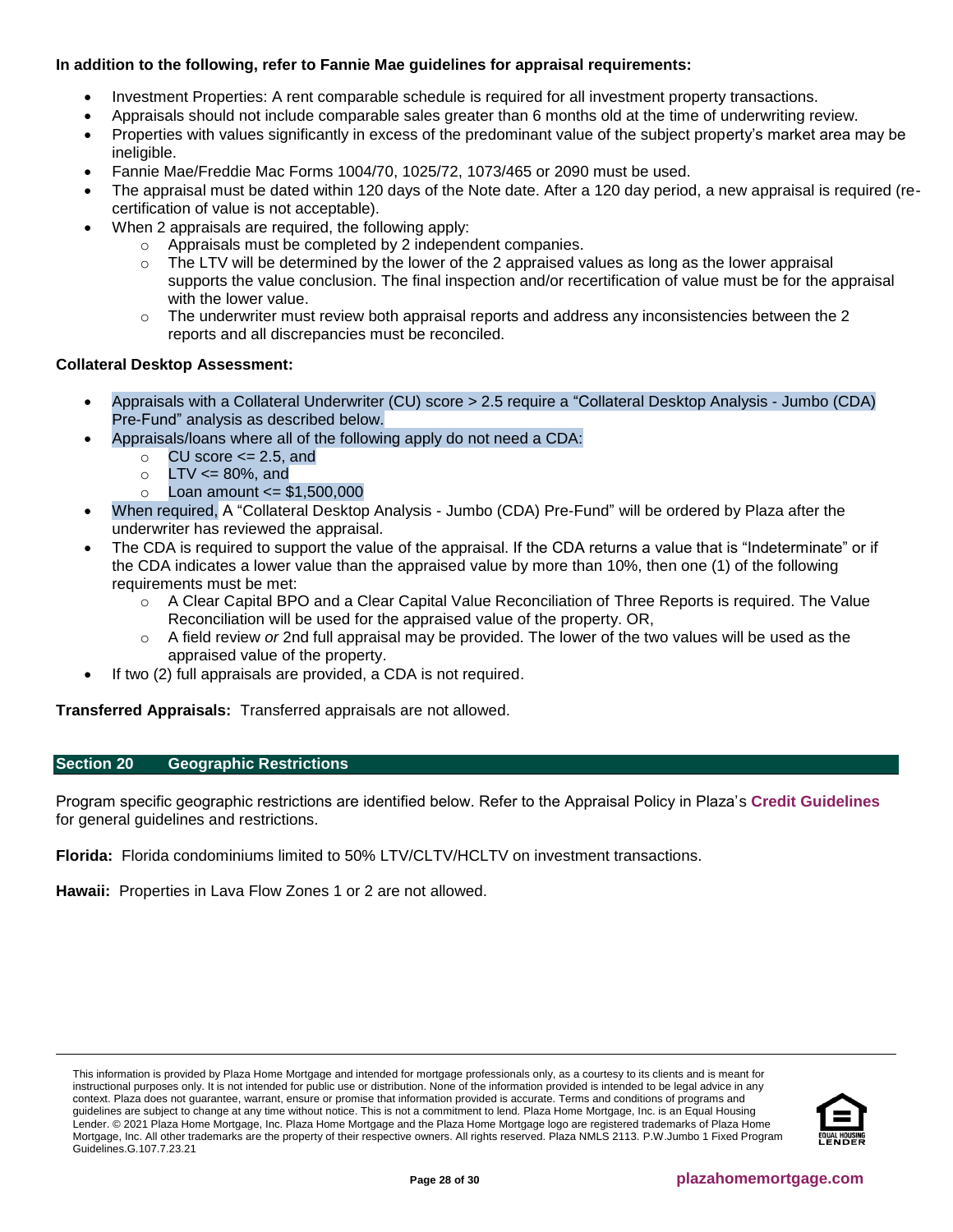**In addition to the following, refer to Fannie Mae guidelines for appraisal requirements:**

- Investment Properties: A rent comparable schedule is required for all investment property transactions.
- Appraisals should not include comparable sales greater than 6 months old at the time of underwriting review.
- Properties with values significantly in excess of the predominant value of the subject property's market area may be ineligible.
- Fannie Mae/Freddie Mac Forms 1004/70, 1025/72, 1073/465 or 2090 must be used.
- The appraisal must be dated within 120 days of the Note date. After a 120 day period, a new appraisal is required (re-certification of value is not acceptable).
- When 2 appraisals are required, the following apply:
  - Appraisals must be completed by 2 independent companies.
  - The LTV will be determined by the lower of the 2 appraised values as long as the lower appraisal supports the value conclusion. The final inspection and/or recertification of value must be for the appraisal with the lower value.
  - The underwriter must review both appraisal reports and address any inconsistencies between the 2 reports and all discrepancies must be reconciled.

**Collateral Desktop Assessment:**

- Appraisals with a Collateral Underwriter (CU) score > 2.5 require a "Collateral Desktop Analysis - Jumbo (CDA) Pre-Fund" analysis as described below.
- Appraisals/loans where all of the following apply do not need a CDA:
  - CU score <= 2.5, and
  - LTV <= 80%, and
  - Loan amount <= $1,500,000
- When required, A "Collateral Desktop Analysis - Jumbo (CDA) Pre-Fund" will be ordered by Plaza after the underwriter has reviewed the appraisal.
- The CDA is required to support the value of the appraisal. If the CDA returns a value that is "Indeterminate" or if the CDA indicates a lower value than the appraised value by more than 10%, then one (1) of the following requirements must be met:
  - A Clear Capital BPO and a Clear Capital Value Reconciliation of Three Reports is required. The Value Reconciliation will be used for the appraised value of the property. OR,
  - A field review *or* 2nd full appraisal may be provided. The lower of the two values will be used as the appraised value of the property.
- If two (2) full appraisals are provided, a CDA is not required.

**Transferred Appraisals:** Transferred appraisals are not allowed.

## Section 20 Geographic Restrictions

Program specific geographic restrictions are identified below. Refer to the Appraisal Policy in Plaza's **Credit Guidelines** for general guidelines and restrictions.

**Florida:** Florida condominiums limited to 50% LTV/CLTV/HCLTV on investment transactions.

**Hawaii:** Properties in Lava Flow Zones 1 or 2 are not allowed.

This information is provided by Plaza Home Mortgage and intended for mortgage professionals only, as a courtesy to its clients and is meant for instructional purposes only. It is not intended for public use or distribution. None of the information provided is intended to be legal advice in any context. Plaza does not guarantee, warrant, ensure or promise that information provided is accurate. Terms and conditions of programs and guidelines are subject to change at any time without notice. This is not a commitment to lend. Plaza Home Mortgage, Inc. is an Equal Housing Lender. © 2021 Plaza Home Mortgage, Inc. Plaza Home Mortgage and the Plaza Home Mortgage logo are registered trademarks of Plaza Home Mortgage, Inc. All other trademarks are the property of their respective owners. All rights reserved. Plaza NMLS 2113. P.W.Jumbo 1 Fixed Program Guidelines.G.107.7.23.21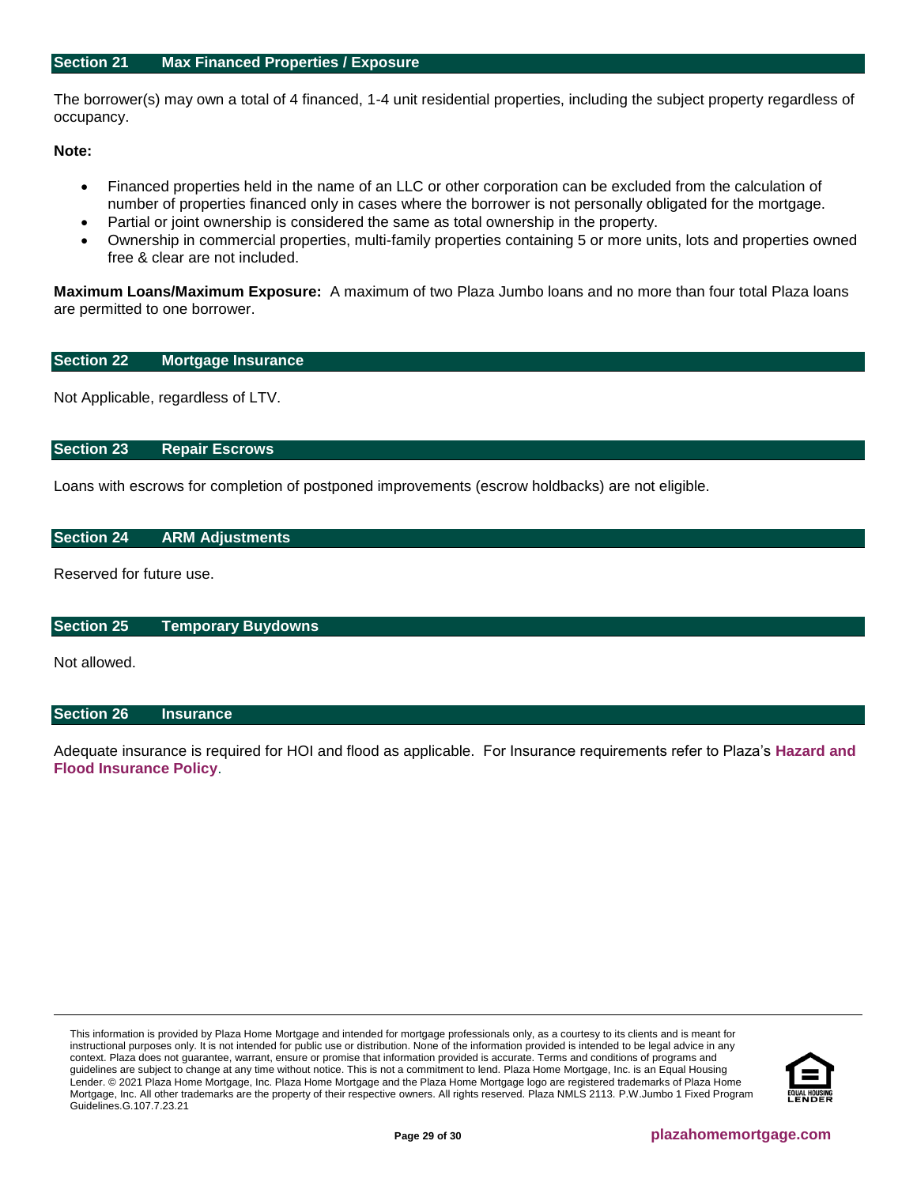## Section 21 Max Financed Properties / Exposure

The borrower(s) may own a total of 4 financed, 1-4 unit residential properties, including the subject property regardless of occupancy.

**Note:**

- Financed properties held in the name of an LLC or other corporation can be excluded from the calculation of number of properties financed only in cases where the borrower is not personally obligated for the mortgage.
- Partial or joint ownership is considered the same as total ownership in the property.
- Ownership in commercial properties, multi-family properties containing 5 or more units, lots and properties owned free & clear are not included.

**Maximum Loans/Maximum Exposure:** A maximum of two Plaza Jumbo loans and no more than four total Plaza loans are permitted to one borrower.

## Section 22 Mortgage Insurance

Not Applicable, regardless of LTV.

## Section 23 Repair Escrows

Loans with escrows for completion of postponed improvements (escrow holdbacks) are not eligible.

## Section 24 ARM Adjustments

Reserved for future use.

## Section 25 Temporary Buydowns

Not allowed.

## Section 26 Insurance

Adequate insurance is required for HOI and flood as applicable. For Insurance requirements refer to Plaza's **Hazard and Flood Insurance Policy**.

This information is provided by Plaza Home Mortgage and intended for mortgage professionals only, as a courtesy to its clients and is meant for instructional purposes only. It is not intended for public use or distribution. None of the information provided is intended to be legal advice in any context. Plaza does not guarantee, warrant, ensure or promise that information provided is accurate. Terms and conditions of programs and guidelines are subject to change at any time without notice. This is not a commitment to lend. Plaza Home Mortgage, Inc. is an Equal Housing Lender. © 2021 Plaza Home Mortgage, Inc. Plaza Home Mortgage and the Plaza Home Mortgage logo are registered trademarks of Plaza Home Mortgage, Inc. All other trademarks are the property of their respective owners. All rights reserved. Plaza NMLS 2113. P.W.Jumbo 1 Fixed Program Guidelines.G.107.7.23.21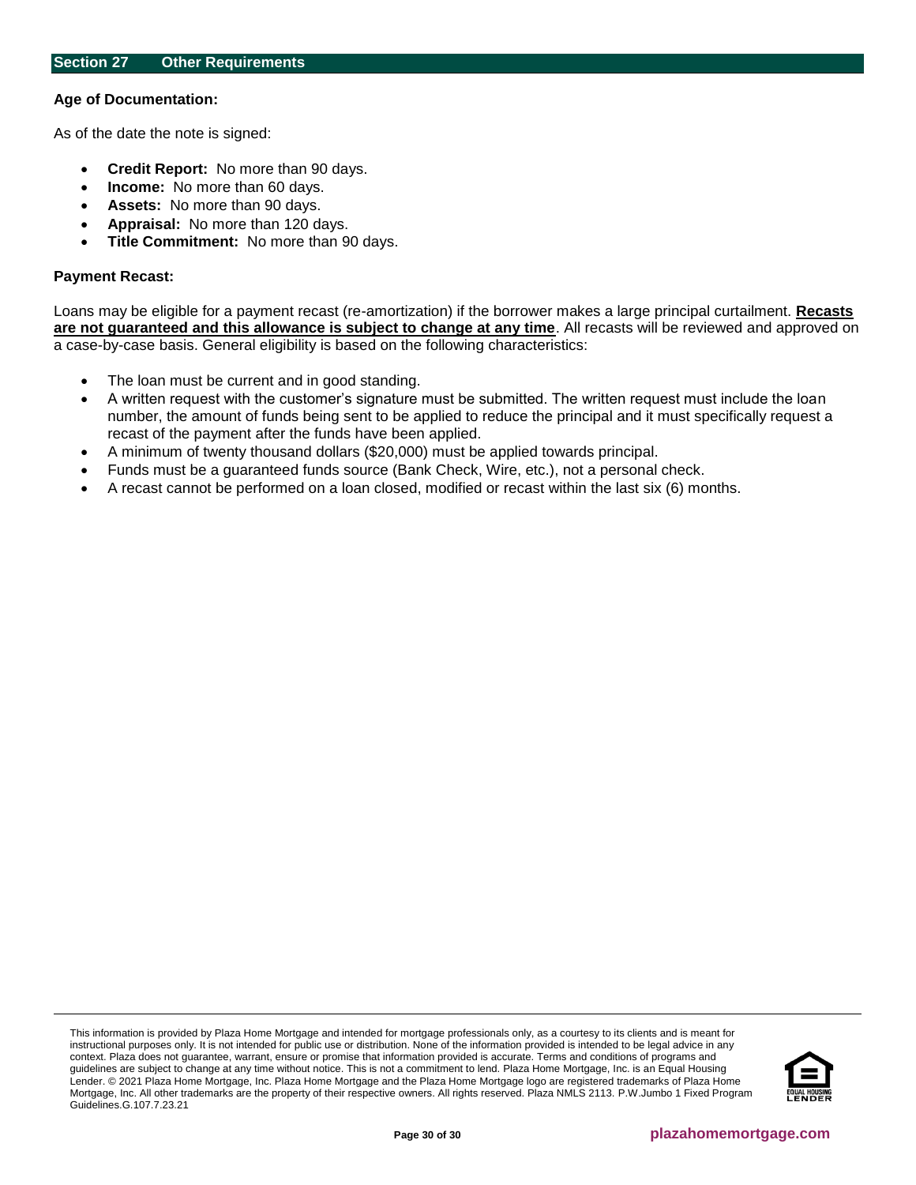## Section 27 Other Requirements

**Age of Documentation:**

As of the date the note is signed:

- **Credit Report:** No more than 90 days.
- **Income:** No more than 60 days.
- **Assets:** No more than 90 days.
- **Appraisal:** No more than 120 days.
- **Title Commitment:** No more than 90 days.

**Payment Recast:**

Loans may be eligible for a payment recast (re-amortization) if the borrower makes a large principal curtailment. **Recasts are not guaranteed and this allowance is subject to change at any time**. All recasts will be reviewed and approved on a case-by-case basis. General eligibility is based on the following characteristics:

- The loan must be current and in good standing.
- A written request with the customer's signature must be submitted. The written request must include the loan number, the amount of funds being sent to be applied to reduce the principal and it must specifically request a recast of the payment after the funds have been applied.
- A minimum of twenty thousand dollars ($20,000) must be applied towards principal.
- Funds must be a guaranteed funds source (Bank Check, Wire, etc.), not a personal check.
- A recast cannot be performed on a loan closed, modified or recast within the last six (6) months.

This information is provided by Plaza Home Mortgage and intended for mortgage professionals only, as a courtesy to its clients and is meant for instructional purposes only. It is not intended for public use or distribution. None of the information provided is intended to be legal advice in any context. Plaza does not guarantee, warrant, ensure or promise that information provided is accurate. Terms and conditions of programs and guidelines are subject to change at any time without notice. This is not a commitment to lend. Plaza Home Mortgage, Inc. is an Equal Housing Lender. © 2021 Plaza Home Mortgage, Inc. Plaza Home Mortgage and the Plaza Home Mortgage logo are registered trademarks of Plaza Home Mortgage, Inc. All other trademarks are the property of their respective owners. All rights reserved. Plaza NMLS 2113. P.W.Jumbo 1 Fixed Program Guidelines.G.107.7.23.21

plazahomemortgage.com